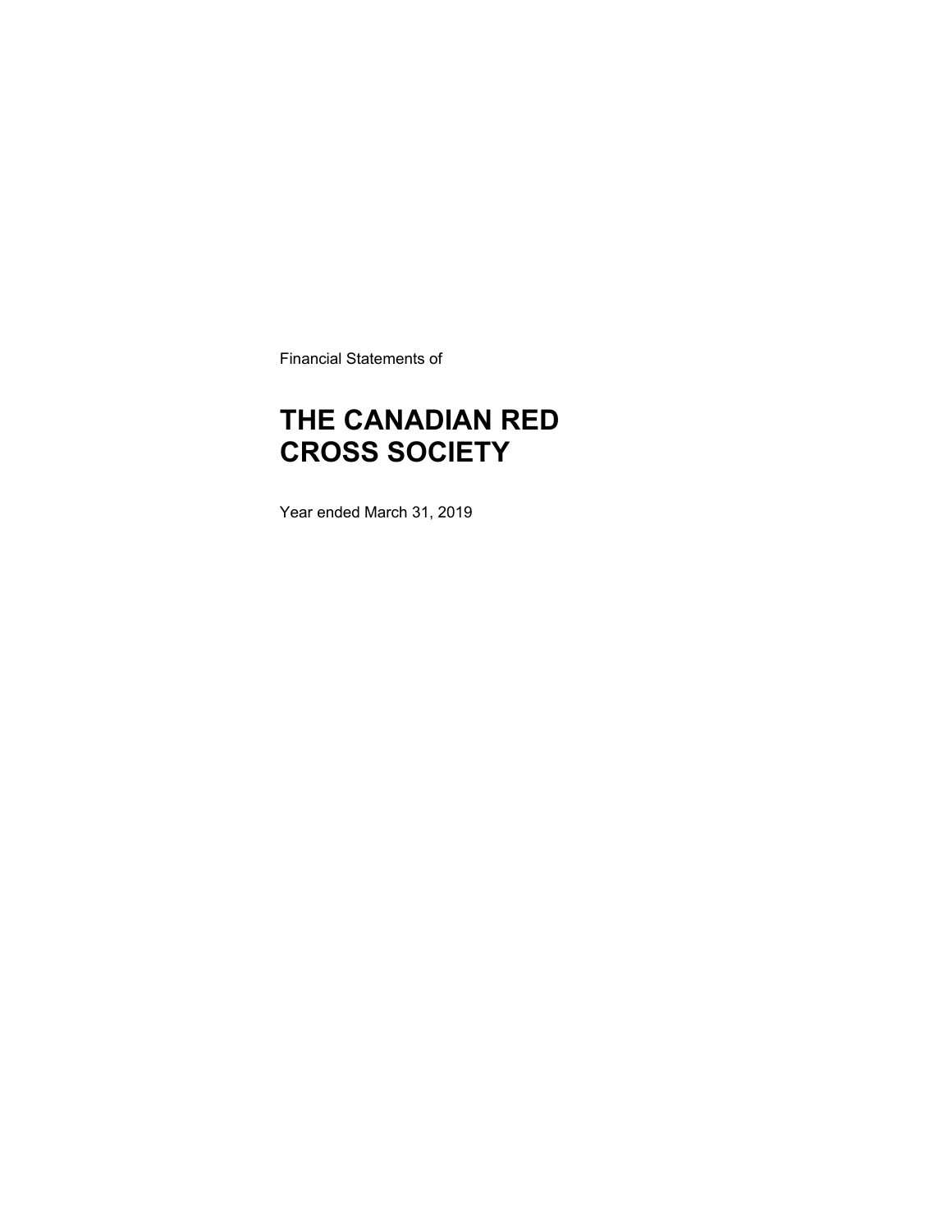Financial Statements of

# THE CANADIAN RED CROSS SOCIETY

Year ended March 31, 2019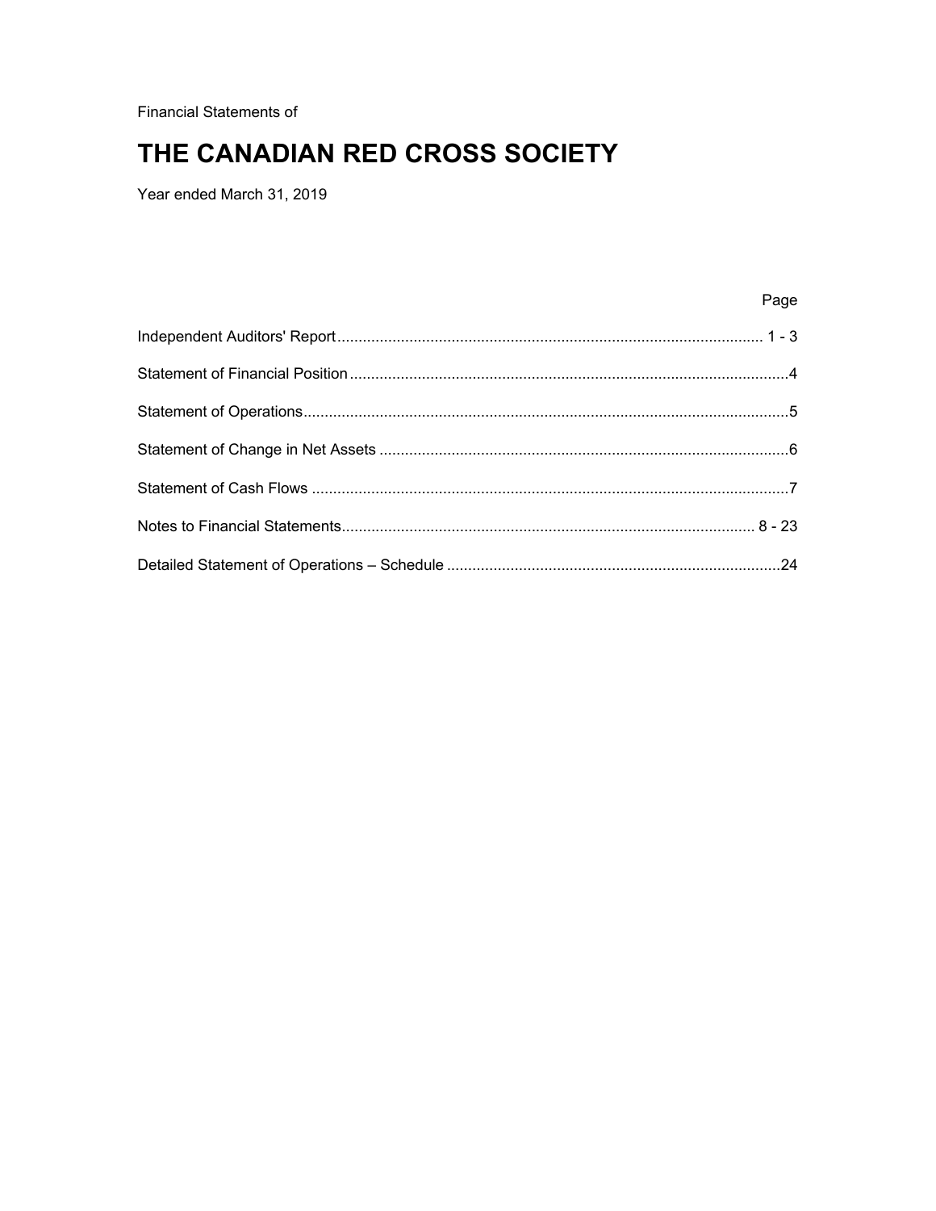Financial Statements of

# THE CANADIAN RED CROSS SOCIETY

Year ended March 31, 2019

| | Page |
|---|---|
| Independent Auditors' Report | 1 - 3 |
| Statement of Financial Position | 4 |
| Statement of Operations | 5 |
| Statement of Change in Net Assets | 6 |
| Statement of Cash Flows | 7 |
| Notes to Financial Statements | 8 - 23 |
| Detailed Statement of Operations – Schedule | 24 |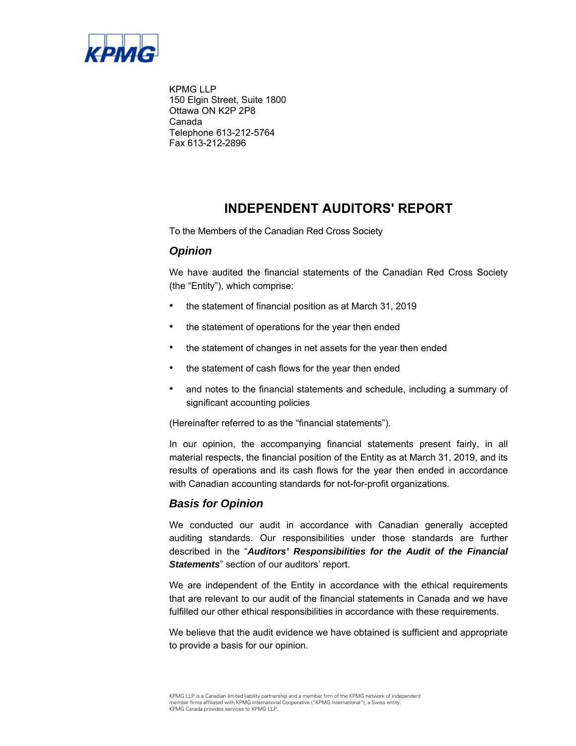KPMG LLP
150 Elgin Street, Suite 1800
Ottawa ON K2P 2P8
Canada
Telephone 613-212-5764
Fax 613-212-2896

# INDEPENDENT AUDITORS' REPORT

To the Members of the Canadian Red Cross Society

## *Opinion*

We have audited the financial statements of the Canadian Red Cross Society (the "Entity"), which comprise:

- the statement of financial position as at March 31, 2019
- the statement of operations for the year then ended
- the statement of changes in net assets for the year then ended
- the statement of cash flows for the year then ended
- and notes to the financial statements and schedule, including a summary of significant accounting policies

(Hereinafter referred to as the "financial statements").

In our opinion, the accompanying financial statements present fairly, in all material respects, the financial position of the Entity as at March 31, 2019, and its results of operations and its cash flows for the year then ended in accordance with Canadian accounting standards for not-for-profit organizations.

## *Basis for Opinion*

We conducted our audit in accordance with Canadian generally accepted auditing standards. Our responsibilities under those standards are further described in the "***Auditors' Responsibilities for the Audit of the Financial Statements***" section of our auditors' report.

We are independent of the Entity in accordance with the ethical requirements that are relevant to our audit of the financial statements in Canada and we have fulfilled our other ethical responsibilities in accordance with these requirements.

We believe that the audit evidence we have obtained is sufficient and appropriate to provide a basis for our opinion.

KPMG LLP is a Canadian limited liability partnership and a member firm of the KPMG network of independent member firms affiliated with KPMG International Cooperative ("KPMG International"), a Swiss entity. KPMG Canada provides services to KPMG LLP.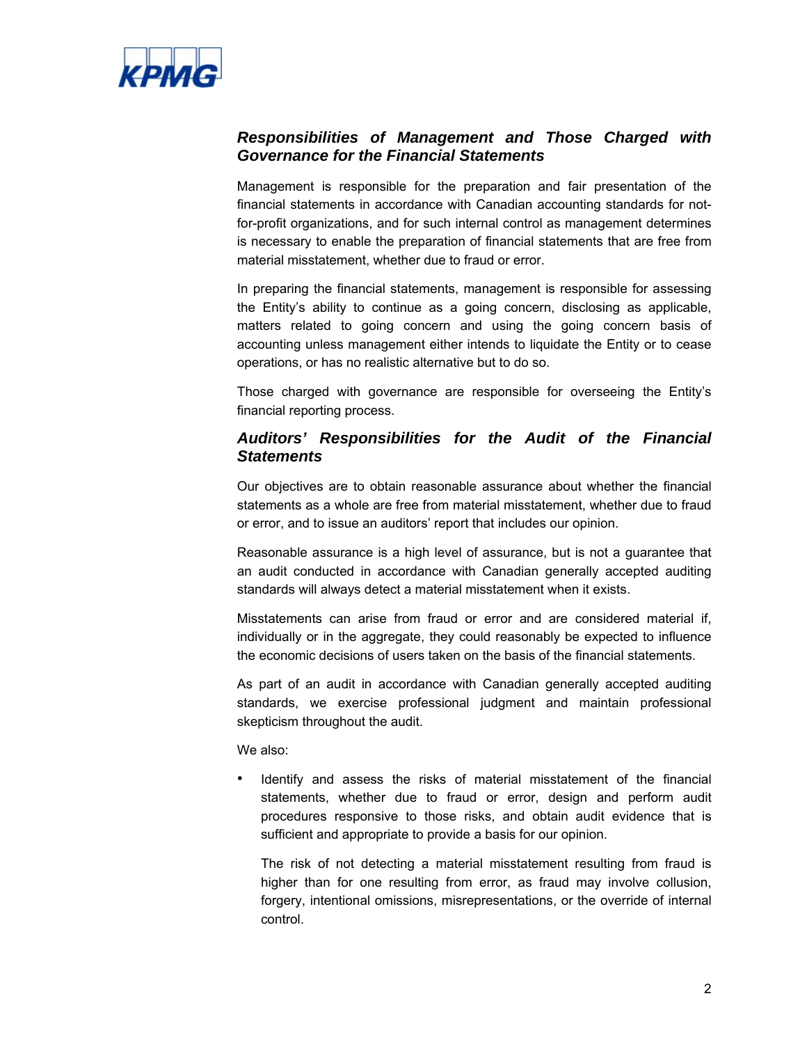### *Responsibilities of Management and Those Charged with Governance for the Financial Statements*

Management is responsible for the preparation and fair presentation of the financial statements in accordance with Canadian accounting standards for not-for-profit organizations, and for such internal control as management determines is necessary to enable the preparation of financial statements that are free from material misstatement, whether due to fraud or error.

In preparing the financial statements, management is responsible for assessing the Entity's ability to continue as a going concern, disclosing as applicable, matters related to going concern and using the going concern basis of accounting unless management either intends to liquidate the Entity or to cease operations, or has no realistic alternative but to do so.

Those charged with governance are responsible for overseeing the Entity's financial reporting process.

### *Auditors' Responsibilities for the Audit of the Financial Statements*

Our objectives are to obtain reasonable assurance about whether the financial statements as a whole are free from material misstatement, whether due to fraud or error, and to issue an auditors' report that includes our opinion.

Reasonable assurance is a high level of assurance, but is not a guarantee that an audit conducted in accordance with Canadian generally accepted auditing standards will always detect a material misstatement when it exists.

Misstatements can arise from fraud or error and are considered material if, individually or in the aggregate, they could reasonably be expected to influence the economic decisions of users taken on the basis of the financial statements.

As part of an audit in accordance with Canadian generally accepted auditing standards, we exercise professional judgment and maintain professional skepticism throughout the audit.

We also:

- Identify and assess the risks of material misstatement of the financial statements, whether due to fraud or error, design and perform audit procedures responsive to those risks, and obtain audit evidence that is sufficient and appropriate to provide a basis for our opinion.

  The risk of not detecting a material misstatement resulting from fraud is higher than for one resulting from error, as fraud may involve collusion, forgery, intentional omissions, misrepresentations, or the override of internal control.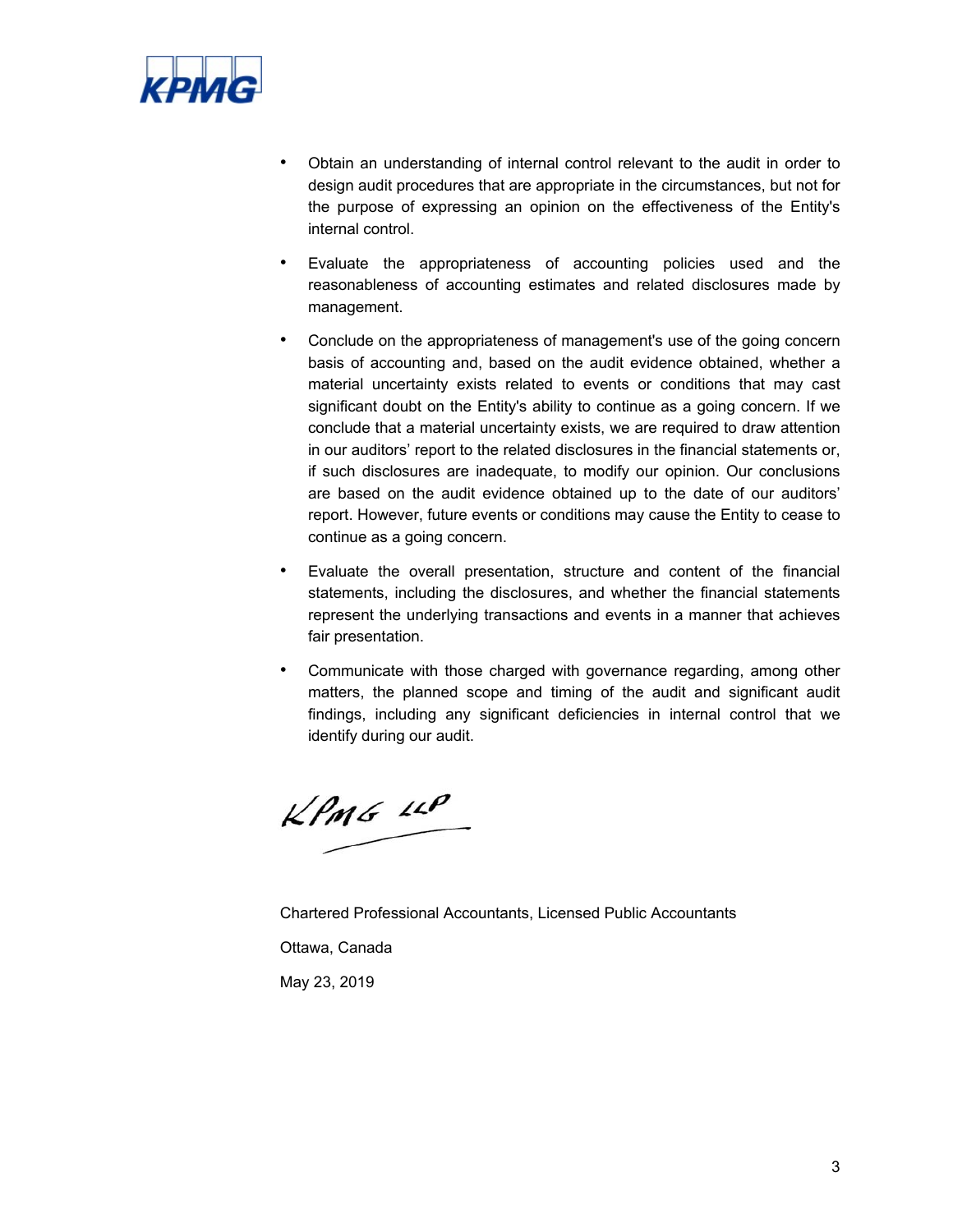- Obtain an understanding of internal control relevant to the audit in order to design audit procedures that are appropriate in the circumstances, but not for the purpose of expressing an opinion on the effectiveness of the Entity's internal control.

- Evaluate the appropriateness of accounting policies used and the reasonableness of accounting estimates and related disclosures made by management.

- Conclude on the appropriateness of management's use of the going concern basis of accounting and, based on the audit evidence obtained, whether a material uncertainty exists related to events or conditions that may cast significant doubt on the Entity's ability to continue as a going concern. If we conclude that a material uncertainty exists, we are required to draw attention in our auditors' report to the related disclosures in the financial statements or, if such disclosures are inadequate, to modify our opinion. Our conclusions are based on the audit evidence obtained up to the date of our auditors' report. However, future events or conditions may cause the Entity to cease to continue as a going concern.

- Evaluate the overall presentation, structure and content of the financial statements, including the disclosures, and whether the financial statements represent the underlying transactions and events in a manner that achieves fair presentation.

- Communicate with those charged with governance regarding, among other matters, the planned scope and timing of the audit and significant audit findings, including any significant deficiencies in internal control that we identify during our audit.

KPMG LLP

Chartered Professional Accountants, Licensed Public Accountants

Ottawa, Canada

May 23, 2019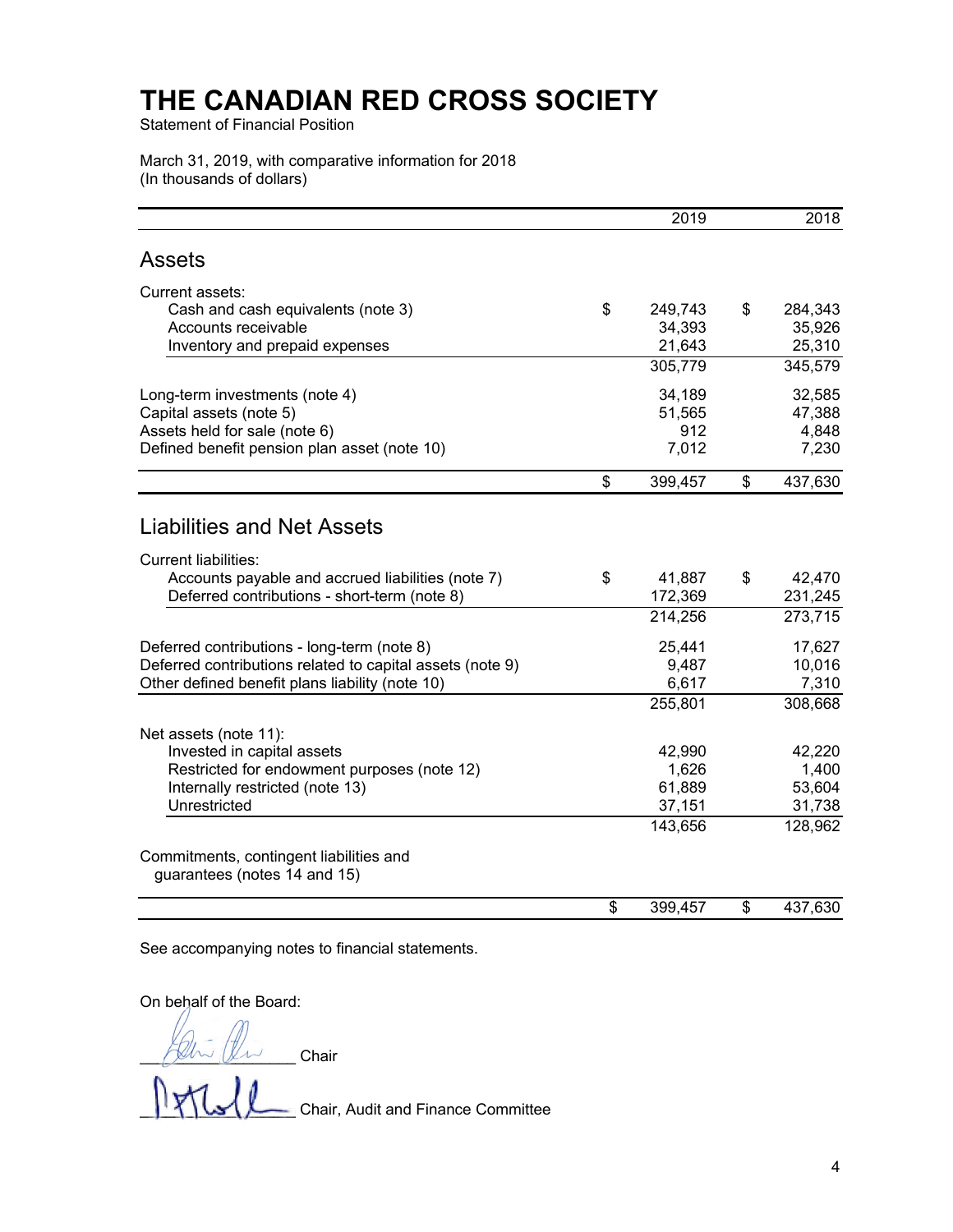# THE CANADIAN RED CROSS SOCIETY

Statement of Financial Position

March 31, 2019, with comparative information for 2018
(In thousands of dollars)

| | 2019 | 2018 |
|---|---|---|
| **Assets** | | |
| Current assets: | | |
| Cash and cash equivalents (note 3) | $ 249,743 | $ 284,343 |
| Accounts receivable | 34,393 | 35,926 |
| Inventory and prepaid expenses | 21,643 | 25,310 |
| | 305,779 | 345,579 |
| Long-term investments (note 4) | 34,189 | 32,585 |
| Capital assets (note 5) | 51,565 | 47,388 |
| Assets held for sale (note 6) | 912 | 4,848 |
| Defined benefit pension plan asset (note 10) | 7,012 | 7,230 |
| | $ 399,457 | $ 437,630 |
| **Liabilities and Net Assets** | | |
| Current liabilities: | | |
| Accounts payable and accrued liabilities (note 7) | $ 41,887 | $ 42,470 |
| Deferred contributions - short-term (note 8) | 172,369 | 231,245 |
| | 214,256 | 273,715 |
| Deferred contributions - long-term (note 8) | 25,441 | 17,627 |
| Deferred contributions related to capital assets (note 9) | 9,487 | 10,016 |
| Other defined benefit plans liability (note 10) | 6,617 | 7,310 |
| | 255,801 | 308,668 |
| Net assets (note 11): | | |
| Invested in capital assets | 42,990 | 42,220 |
| Restricted for endowment purposes (note 12) | 1,626 | 1,400 |
| Internally restricted (note 13) | 61,889 | 53,604 |
| Unrestricted | 37,151 | 31,738 |
| | 143,656 | 128,962 |
| Commitments, contingent liabilities and guarantees (notes 14 and 15) | | |
| | $ 399,457 | $ 437,630 |

See accompanying notes to financial statements.

On behalf of the Board:

_______________ Chair

_______________ Chair, Audit and Finance Committee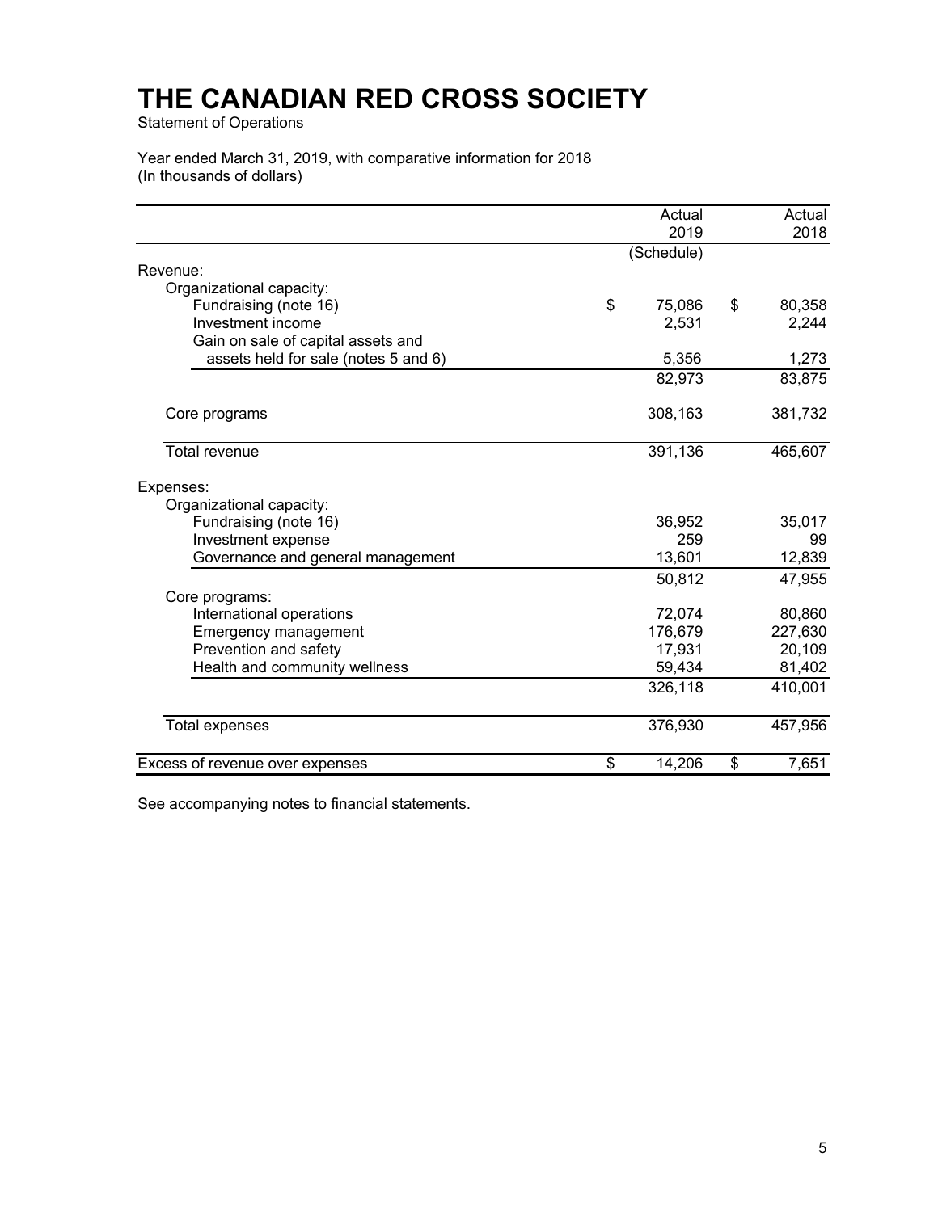# THE CANADIAN RED CROSS SOCIETY

Statement of Operations

Year ended March 31, 2019, with comparative information for 2018
(In thousands of dollars)

| | Actual 2019 | Actual 2018 |
|---|---|---|
| | (Schedule) | |
| Revenue: | | |
| Organizational capacity: | | |
| Fundraising (note 16) | $ 75,086 | $ 80,358 |
| Investment income | 2,531 | 2,244 |
| Gain on sale of capital assets and assets held for sale (notes 5 and 6) | 5,356 | 1,273 |
| | 82,973 | 83,875 |
| Core programs | 308,163 | 381,732 |
| Total revenue | 391,136 | 465,607 |
| Expenses: | | |
| Organizational capacity: | | |
| Fundraising (note 16) | 36,952 | 35,017 |
| Investment expense | 259 | 99 |
| Governance and general management | 13,601 | 12,839 |
| | 50,812 | 47,955 |
| Core programs: | | |
| International operations | 72,074 | 80,860 |
| Emergency management | 176,679 | 227,630 |
| Prevention and safety | 17,931 | 20,109 |
| Health and community wellness | 59,434 | 81,402 |
| | 326,118 | 410,001 |
| Total expenses | 376,930 | 457,956 |
| Excess of revenue over expenses | $ 14,206 | $ 7,651 |

See accompanying notes to financial statements.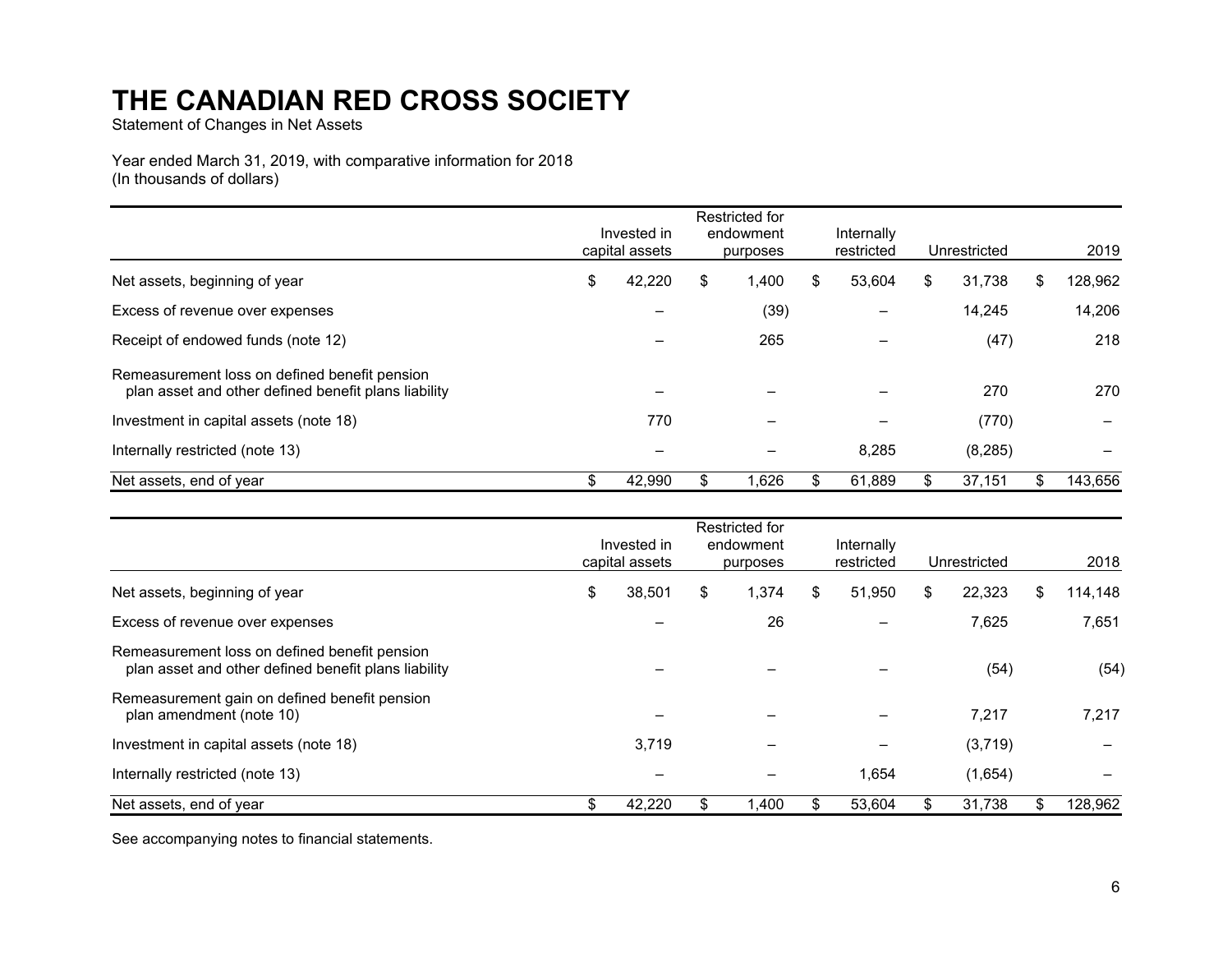// THE CANADIAN RED CROSS SOCIETY

Statement of Changes in Net Assets

Year ended March 31, 2019, with comparative information for 2018
(In thousands of dollars)

| | Invested in capital assets | Restricted for endowment purposes | Internally restricted | Unrestricted | 2019 |
|---|---|---|---|---|---|
| Net assets, beginning of year | $ 42,220 | $ 1,400 | $ 53,604 | $ 31,738 | $ 128,962 |
| Excess of revenue over expenses | – | (39) | – | 14,245 | 14,206 |
| Receipt of endowed funds (note 12) | – | 265 | – | (47) | 218 |
| Remeasurement loss on defined benefit pension plan asset and other defined benefit plans liability | – | – | – | 270 | 270 |
| Investment in capital assets (note 18) | 770 | – | – | (770) | – |
| Internally restricted (note 13) | – | – | 8,285 | (8,285) | – |
| Net assets, end of year | $ 42,990 | $ 1,626 | $ 61,889 | $ 37,151 | $ 143,656 |

| | Invested in capital assets | Restricted for endowment purposes | Internally restricted | Unrestricted | 2018 |
|---|---|---|---|---|---|
| Net assets, beginning of year | $ 38,501 | $ 1,374 | $ 51,950 | $ 22,323 | $ 114,148 |
| Excess of revenue over expenses | – | 26 | – | 7,625 | 7,651 |
| Remeasurement loss on defined benefit pension plan asset and other defined benefit plans liability | – | – | – | (54) | (54) |
| Remeasurement gain on defined benefit pension plan amendment (note 10) | – | – | – | 7,217 | 7,217 |
| Investment in capital assets (note 18) | 3,719 | – | – | (3,719) | – |
| Internally restricted (note 13) | – | – | 1,654 | (1,654) | – |
| Net assets, end of year | $ 42,220 | $ 1,400 | $ 53,604 | $ 31,738 | $ 128,962 |

See accompanying notes to financial statements.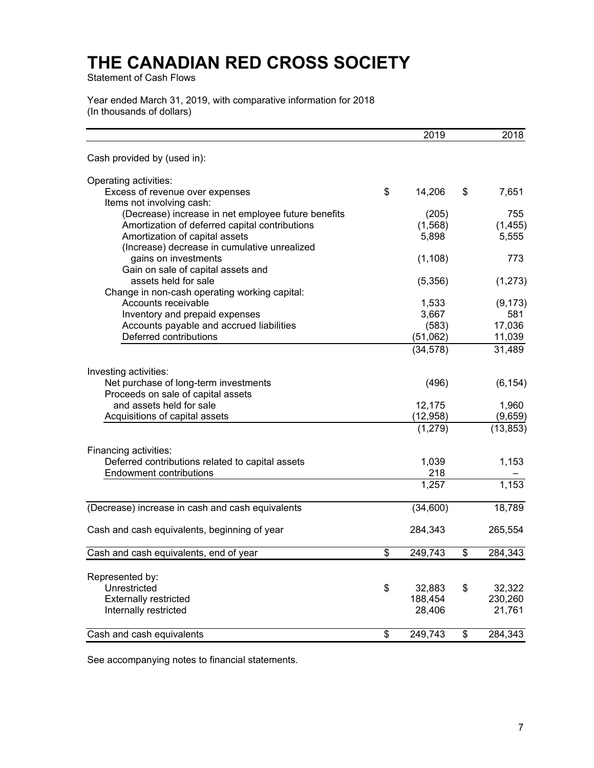# THE CANADIAN RED CROSS SOCIETY

Statement of Cash Flows

Year ended March 31, 2019, with comparative information for 2018
(In thousands of dollars)

| | 2019 | 2018 |
|---|---|---|
| Cash provided by (used in): | | |
| Operating activities: | | |
| Excess of revenue over expenses | $ 14,206 | $ 7,651 |
| Items not involving cash: | | |
| (Decrease) increase in net employee future benefits | (205) | 755 |
| Amortization of deferred capital contributions | (1,568) | (1,455) |
| Amortization of capital assets | 5,898 | 5,555 |
| (Increase) decrease in cumulative unrealized gains on investments | (1,108) | 773 |
| Gain on sale of capital assets and assets held for sale | (5,356) | (1,273) |
| Change in non-cash operating working capital: | | |
| Accounts receivable | 1,533 | (9,173) |
| Inventory and prepaid expenses | 3,667 | 581 |
| Accounts payable and accrued liabilities | (583) | 17,036 |
| Deferred contributions | (51,062) | 11,039 |
| | (34,578) | 31,489 |
| Investing activities: | | |
| Net purchase of long-term investments | (496) | (6,154) |
| Proceeds on sale of capital assets and assets held for sale | 12,175 | 1,960 |
| Acquisitions of capital assets | (12,958) | (9,659) |
| | (1,279) | (13,853) |
| Financing activities: | | |
| Deferred contributions related to capital assets | 1,039 | 1,153 |
| Endowment contributions | 218 | – |
| | 1,257 | 1,153 |
| (Decrease) increase in cash and cash equivalents | (34,600) | 18,789 |
| Cash and cash equivalents, beginning of year | 284,343 | 265,554 |
| Cash and cash equivalents, end of year | $ 249,743 | $ 284,343 |
| Represented by: | | |
| Unrestricted | $ 32,883 | $ 32,322 |
| Externally restricted | 188,454 | 230,260 |
| Internally restricted | 28,406 | 21,761 |
| Cash and cash equivalents | $ 249,743 | $ 284,343 |

See accompanying notes to financial statements.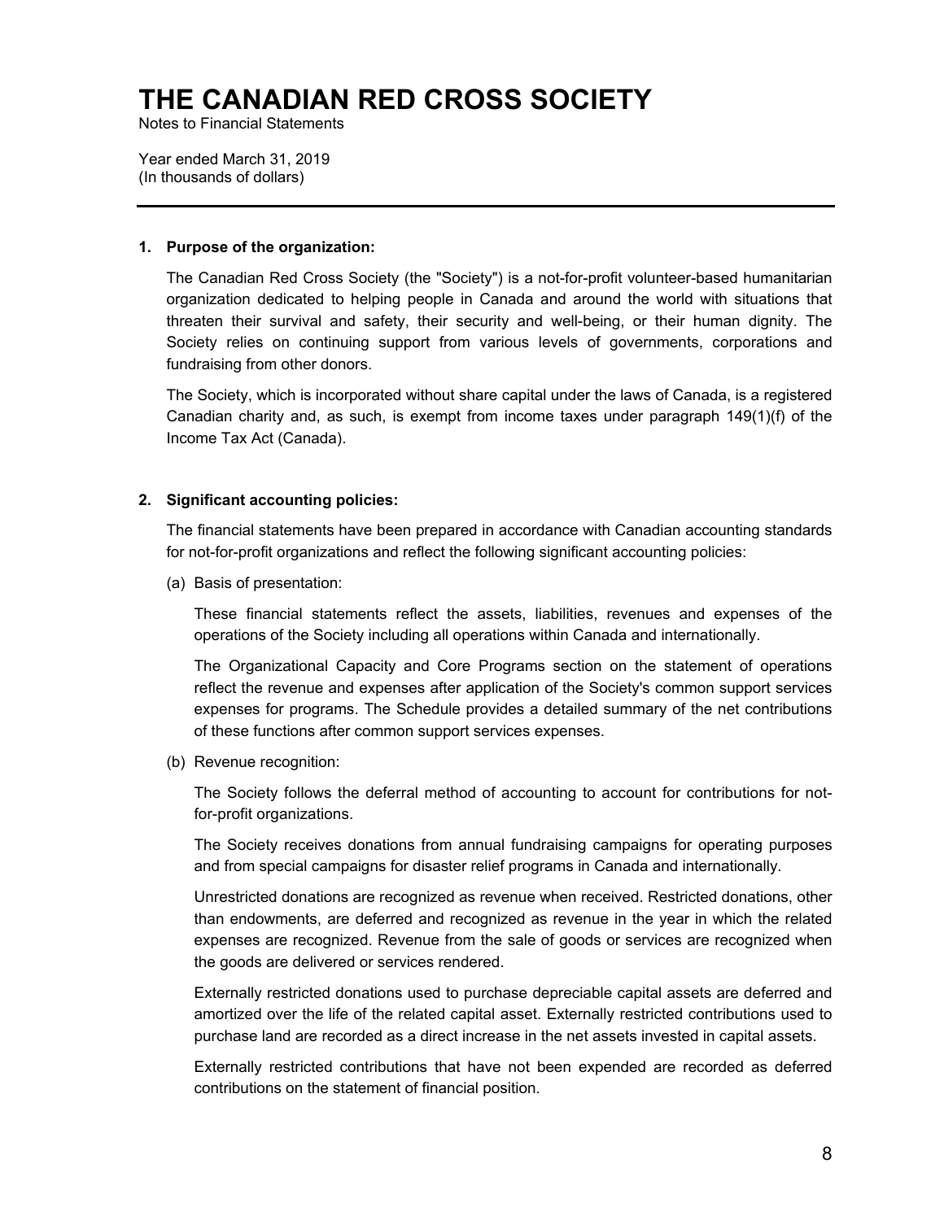# THE CANADIAN RED CROSS SOCIETY

Notes to Financial Statements

Year ended March 31, 2019
(In thousands of dollars)

---

**1. Purpose of the organization:**

The Canadian Red Cross Society (the "Society") is a not-for-profit volunteer-based humanitarian organization dedicated to helping people in Canada and around the world with situations that threaten their survival and safety, their security and well-being, or their human dignity. The Society relies on continuing support from various levels of governments, corporations and fundraising from other donors.

The Society, which is incorporated without share capital under the laws of Canada, is a registered Canadian charity and, as such, is exempt from income taxes under paragraph 149(1)(f) of the Income Tax Act (Canada).

**2. Significant accounting policies:**

The financial statements have been prepared in accordance with Canadian accounting standards for not-for-profit organizations and reflect the following significant accounting policies:

(a) Basis of presentation:

These financial statements reflect the assets, liabilities, revenues and expenses of the operations of the Society including all operations within Canada and internationally.

The Organizational Capacity and Core Programs section on the statement of operations reflect the revenue and expenses after application of the Society's common support services expenses for programs. The Schedule provides a detailed summary of the net contributions of these functions after common support services expenses.

(b) Revenue recognition:

The Society follows the deferral method of accounting to account for contributions for not-for-profit organizations.

The Society receives donations from annual fundraising campaigns for operating purposes and from special campaigns for disaster relief programs in Canada and internationally.

Unrestricted donations are recognized as revenue when received. Restricted donations, other than endowments, are deferred and recognized as revenue in the year in which the related expenses are recognized. Revenue from the sale of goods or services are recognized when the goods are delivered or services rendered.

Externally restricted donations used to purchase depreciable capital assets are deferred and amortized over the life of the related capital asset. Externally restricted contributions used to purchase land are recorded as a direct increase in the net assets invested in capital assets.

Externally restricted contributions that have not been expended are recorded as deferred contributions on the statement of financial position.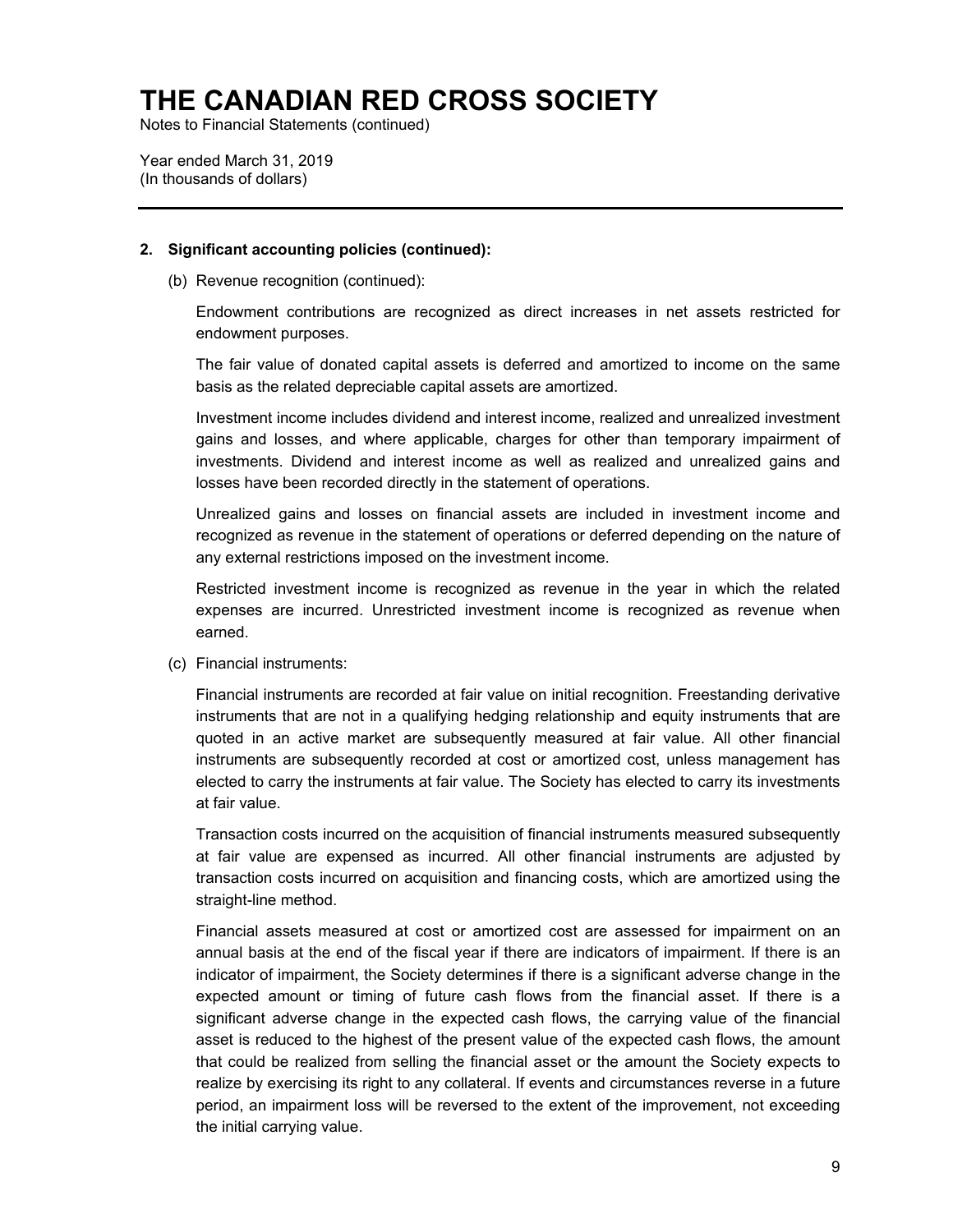# THE CANADIAN RED CROSS SOCIETY

Notes to Financial Statements (continued)

Year ended March 31, 2019
(In thousands of dollars)

---

**2. Significant accounting policies (continued):**

(b) Revenue recognition (continued):

Endowment contributions are recognized as direct increases in net assets restricted for endowment purposes.

The fair value of donated capital assets is deferred and amortized to income on the same basis as the related depreciable capital assets are amortized.

Investment income includes dividend and interest income, realized and unrealized investment gains and losses, and where applicable, charges for other than temporary impairment of investments. Dividend and interest income as well as realized and unrealized gains and losses have been recorded directly in the statement of operations.

Unrealized gains and losses on financial assets are included in investment income and recognized as revenue in the statement of operations or deferred depending on the nature of any external restrictions imposed on the investment income.

Restricted investment income is recognized as revenue in the year in which the related expenses are incurred. Unrestricted investment income is recognized as revenue when earned.

(c) Financial instruments:

Financial instruments are recorded at fair value on initial recognition. Freestanding derivative instruments that are not in a qualifying hedging relationship and equity instruments that are quoted in an active market are subsequently measured at fair value. All other financial instruments are subsequently recorded at cost or amortized cost, unless management has elected to carry the instruments at fair value. The Society has elected to carry its investments at fair value.

Transaction costs incurred on the acquisition of financial instruments measured subsequently at fair value are expensed as incurred. All other financial instruments are adjusted by transaction costs incurred on acquisition and financing costs, which are amortized using the straight-line method.

Financial assets measured at cost or amortized cost are assessed for impairment on an annual basis at the end of the fiscal year if there are indicators of impairment. If there is an indicator of impairment, the Society determines if there is a significant adverse change in the expected amount or timing of future cash flows from the financial asset. If there is a significant adverse change in the expected cash flows, the carrying value of the financial asset is reduced to the highest of the present value of the expected cash flows, the amount that could be realized from selling the financial asset or the amount the Society expects to realize by exercising its right to any collateral. If events and circumstances reverse in a future period, an impairment loss will be reversed to the extent of the improvement, not exceeding the initial carrying value.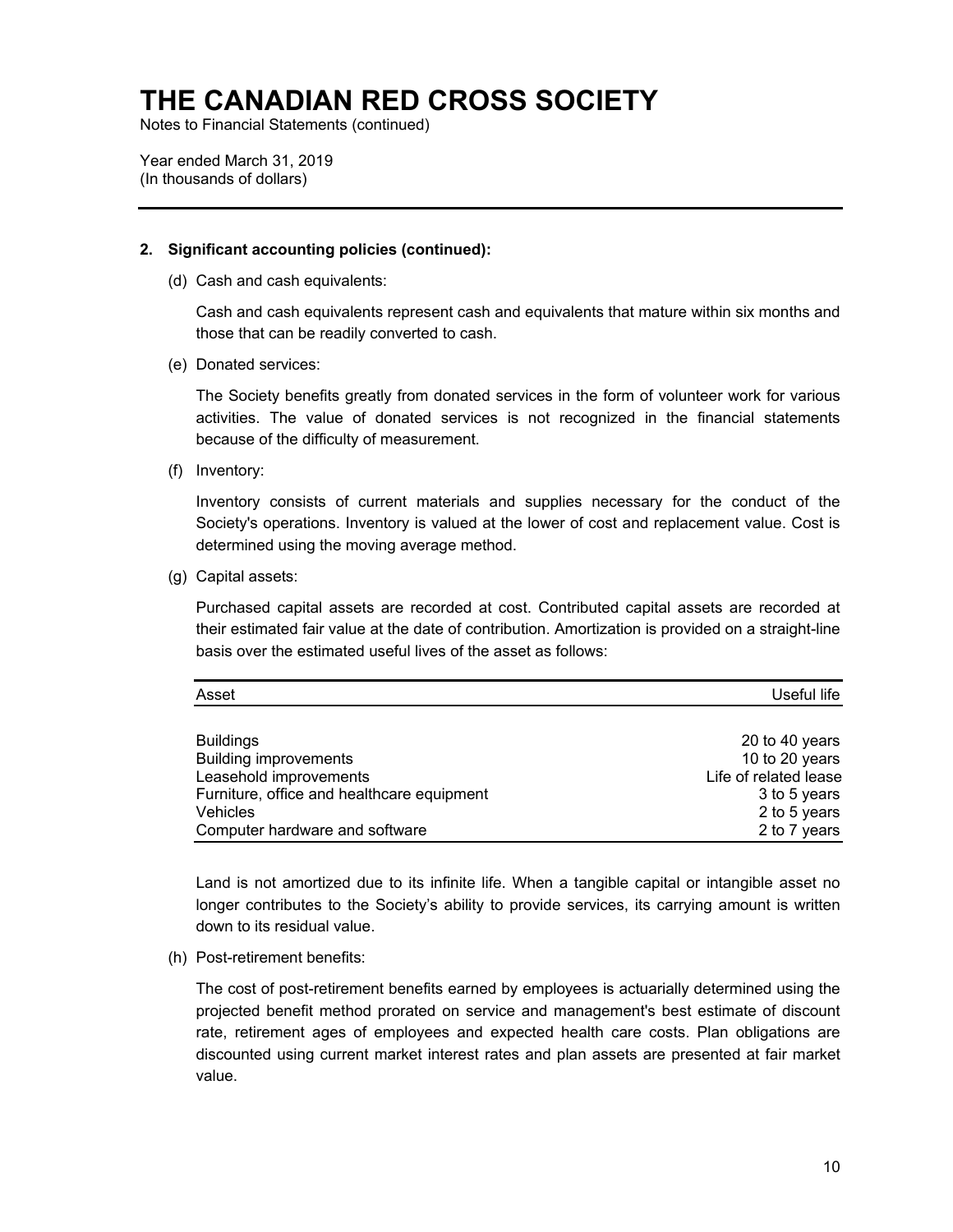# THE CANADIAN RED CROSS SOCIETY

Notes to Financial Statements (continued)

Year ended March 31, 2019
(In thousands of dollars)

---

**2. Significant accounting policies (continued):**

(d) Cash and cash equivalents:

Cash and cash equivalents represent cash and equivalents that mature within six months and those that can be readily converted to cash.

(e) Donated services:

The Society benefits greatly from donated services in the form of volunteer work for various activities. The value of donated services is not recognized in the financial statements because of the difficulty of measurement.

(f) Inventory:

Inventory consists of current materials and supplies necessary for the conduct of the Society's operations. Inventory is valued at the lower of cost and replacement value. Cost is determined using the moving average method.

(g) Capital assets:

Purchased capital assets are recorded at cost. Contributed capital assets are recorded at their estimated fair value at the date of contribution. Amortization is provided on a straight-line basis over the estimated useful lives of the asset as follows:

| Asset | Useful life |
|---|---|
| Buildings | 20 to 40 years |
| Building improvements | 10 to 20 years |
| Leasehold improvements | Life of related lease |
| Furniture, office and healthcare equipment | 3 to 5 years |
| Vehicles | 2 to 5 years |
| Computer hardware and software | 2 to 7 years |

Land is not amortized due to its infinite life. When a tangible capital or intangible asset no longer contributes to the Society's ability to provide services, its carrying amount is written down to its residual value.

(h) Post-retirement benefits:

The cost of post-retirement benefits earned by employees is actuarially determined using the projected benefit method prorated on service and management's best estimate of discount rate, retirement ages of employees and expected health care costs. Plan obligations are discounted using current market interest rates and plan assets are presented at fair market value.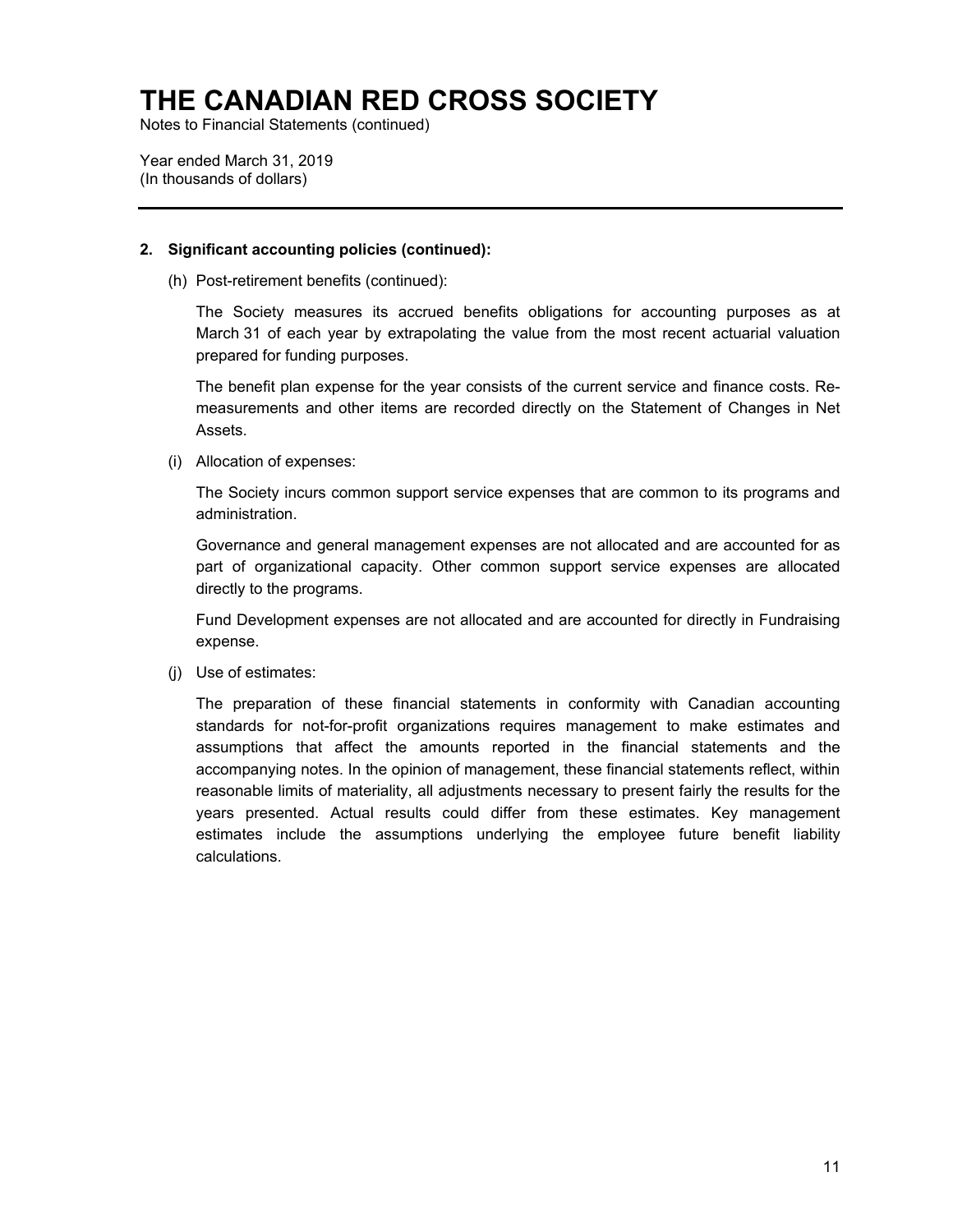# THE CANADIAN RED CROSS SOCIETY

Notes to Financial Statements (continued)

Year ended March 31, 2019
(In thousands of dollars)

**2. Significant accounting policies (continued):**

(h) Post-retirement benefits (continued):

The Society measures its accrued benefits obligations for accounting purposes as at March 31 of each year by extrapolating the value from the most recent actuarial valuation prepared for funding purposes.

The benefit plan expense for the year consists of the current service and finance costs. Re-measurements and other items are recorded directly on the Statement of Changes in Net Assets.

(i) Allocation of expenses:

The Society incurs common support service expenses that are common to its programs and administration.

Governance and general management expenses are not allocated and are accounted for as part of organizational capacity. Other common support service expenses are allocated directly to the programs.

Fund Development expenses are not allocated and are accounted for directly in Fundraising expense.

(j) Use of estimates:

The preparation of these financial statements in conformity with Canadian accounting standards for not-for-profit organizations requires management to make estimates and assumptions that affect the amounts reported in the financial statements and the accompanying notes. In the opinion of management, these financial statements reflect, within reasonable limits of materiality, all adjustments necessary to present fairly the results for the years presented. Actual results could differ from these estimates. Key management estimates include the assumptions underlying the employee future benefit liability calculations.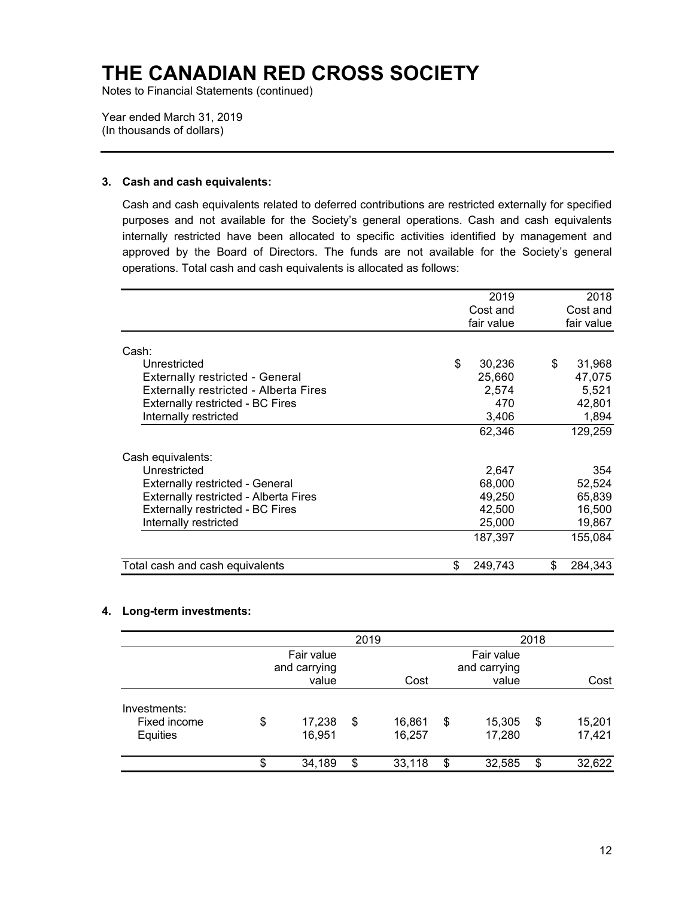# THE CANADIAN RED CROSS SOCIETY

Notes to Financial Statements (continued)

Year ended March 31, 2019
(In thousands of dollars)

## 3. Cash and cash equivalents:

Cash and cash equivalents related to deferred contributions are restricted externally for specified purposes and not available for the Society's general operations. Cash and cash equivalents internally restricted have been allocated to specific activities identified by management and approved by the Board of Directors. The funds are not available for the Society's general operations. Total cash and cash equivalents is allocated as follows:

| | 2019 Cost and fair value | 2018 Cost and fair value |
|---|---|---|
| Cash: | | |
| Unrestricted | $ 30,236 | $ 31,968 |
| Externally restricted - General | 25,660 | 47,075 |
| Externally restricted - Alberta Fires | 2,574 | 5,521 |
| Externally restricted - BC Fires | 470 | 42,801 |
| Internally restricted | 3,406 | 1,894 |
| | 62,346 | 129,259 |
| Cash equivalents: | | |
| Unrestricted | 2,647 | 354 |
| Externally restricted - General | 68,000 | 52,524 |
| Externally restricted - Alberta Fires | 49,250 | 65,839 |
| Externally restricted - BC Fires | 42,500 | 16,500 |
| Internally restricted | 25,000 | 19,867 |
| | 187,397 | 155,084 |
| Total cash and cash equivalents | $ 249,743 | $ 284,343 |

## 4. Long-term investments:

| | 2019 | | 2018 | |
|---|---|---|---|---|
| | Fair value and carrying value | Cost | Fair value and carrying value | Cost |
| Investments: | | | | |
| Fixed income | $ 17,238 | $ 16,861 | $ 15,305 | $ 15,201 |
| Equities | 16,951 | 16,257 | 17,280 | 17,421 |
| | $ 34,189 | $ 33,118 | $ 32,585 | $ 32,622 |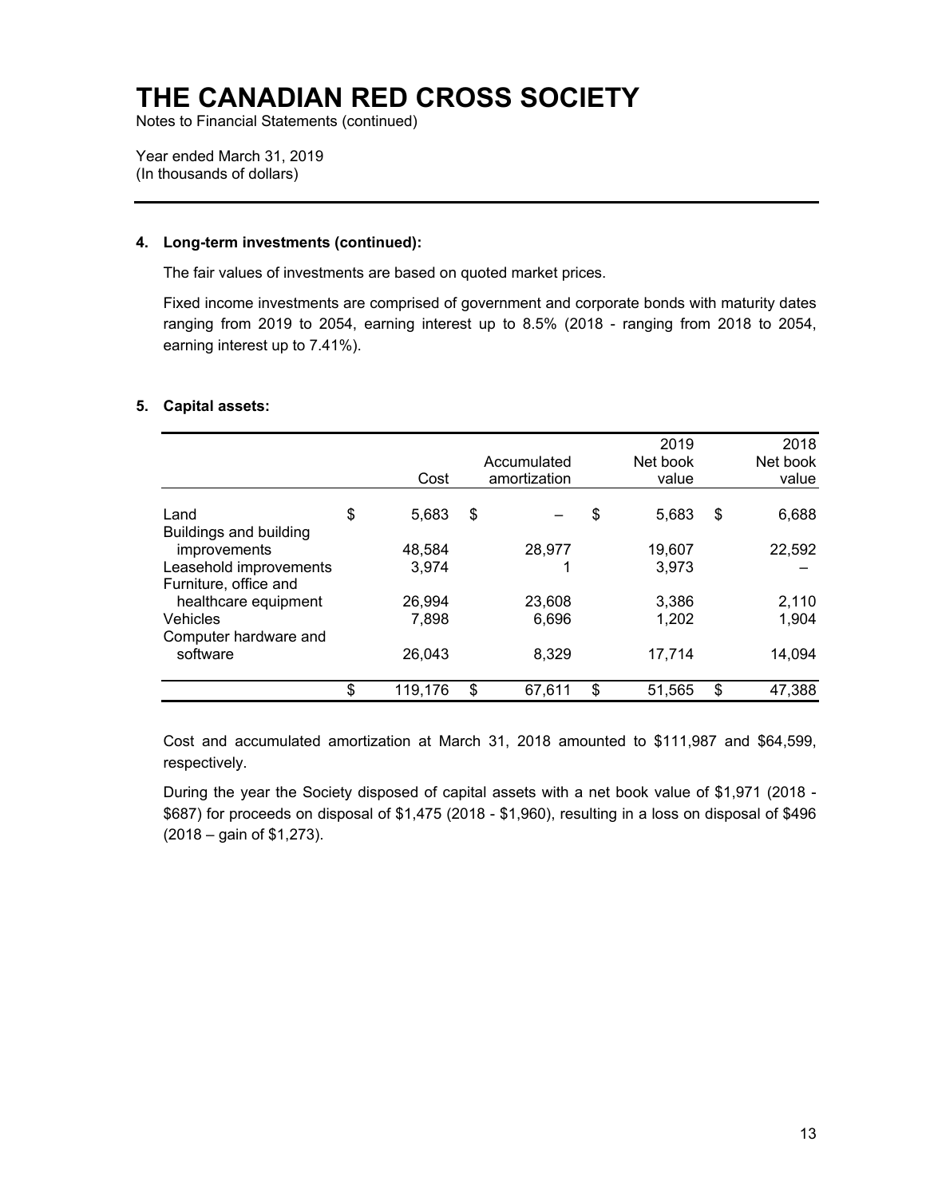# THE CANADIAN RED CROSS SOCIETY

Notes to Financial Statements (continued)

Year ended March 31, 2019
(In thousands of dollars)

---

### 4. Long-term investments (continued):

The fair values of investments are based on quoted market prices.

Fixed income investments are comprised of government and corporate bonds with maturity dates ranging from 2019 to 2054, earning interest up to 8.5% (2018 - ranging from 2018 to 2054, earning interest up to 7.41%).

### 5. Capital assets:

| | Cost | Accumulated amortization | 2019 Net book value | 2018 Net book value |
|---|---:|---:|---:|---:|
| Land | $ 5,683 | $ – | $ 5,683 | $ 6,688 |
| Buildings and building improvements | 48,584 | 28,977 | 19,607 | 22,592 |
| Leasehold improvements | 3,974 | 1 | 3,973 | – |
| Furniture, office and healthcare equipment | 26,994 | 23,608 | 3,386 | 2,110 |
| Vehicles | 7,898 | 6,696 | 1,202 | 1,904 |
| Computer hardware and software | 26,043 | 8,329 | 17,714 | 14,094 |
| | $ 119,176 | $ 67,611 | $ 51,565 | $ 47,388 |

Cost and accumulated amortization at March 31, 2018 amounted to $111,987 and $64,599, respectively.

During the year the Society disposed of capital assets with a net book value of $1,971 (2018 - $687) for proceeds on disposal of $1,475 (2018 - $1,960), resulting in a loss on disposal of $496 (2018 – gain of $1,273).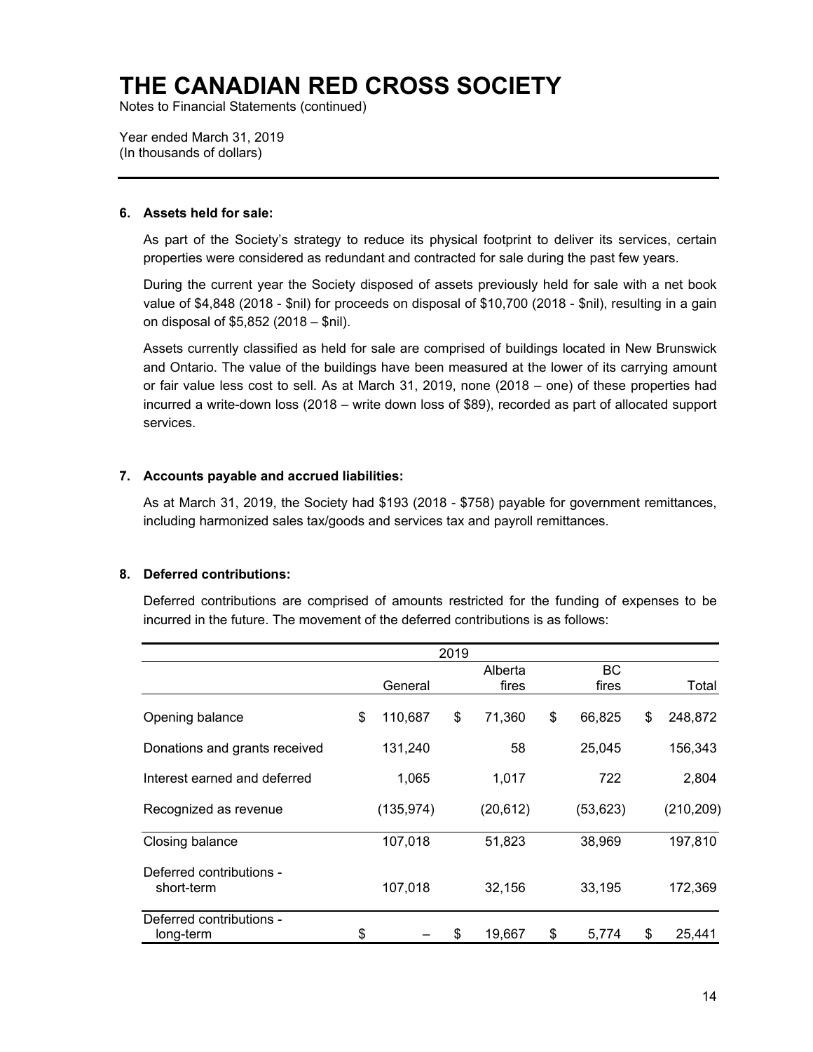# THE CANADIAN RED CROSS SOCIETY

Notes to Financial Statements (continued)

Year ended March 31, 2019
(In thousands of dollars)

## 6. Assets held for sale:

As part of the Society's strategy to reduce its physical footprint to deliver its services, certain properties were considered as redundant and contracted for sale during the past few years.

During the current year the Society disposed of assets previously held for sale with a net book value of $4,848 (2018 - $nil) for proceeds on disposal of $10,700 (2018 - $nil), resulting in a gain on disposal of $5,852 (2018 – $nil).

Assets currently classified as held for sale are comprised of buildings located in New Brunswick and Ontario. The value of the buildings have been measured at the lower of its carrying amount or fair value less cost to sell. As at March 31, 2019, none (2018 – one) of these properties had incurred a write-down loss (2018 – write down loss of $89), recorded as part of allocated support services.

## 7. Accounts payable and accrued liabilities:

As at March 31, 2019, the Society had $193 (2018 - $758) payable for government remittances, including harmonized sales tax/goods and services tax and payroll remittances.

## 8. Deferred contributions:

Deferred contributions are comprised of amounts restricted for the funding of expenses to be incurred in the future. The movement of the deferred contributions is as follows:

| | 2019 | | | |
|---|---|---|---|---|
| | General | Alberta fires | BC fires | Total |
| Opening balance | $ 110,687 | $ 71,360 | $ 66,825 | $ 248,872 |
| Donations and grants received | 131,240 | 58 | 25,045 | 156,343 |
| Interest earned and deferred | 1,065 | 1,017 | 722 | 2,804 |
| Recognized as revenue | (135,974) | (20,612) | (53,623) | (210,209) |
| Closing balance | 107,018 | 51,823 | 38,969 | 197,810 |
| Deferred contributions - short-term | 107,018 | 32,156 | 33,195 | 172,369 |
| Deferred contributions - long-term | $ – | $ 19,667 | $ 5,774 | $ 25,441 |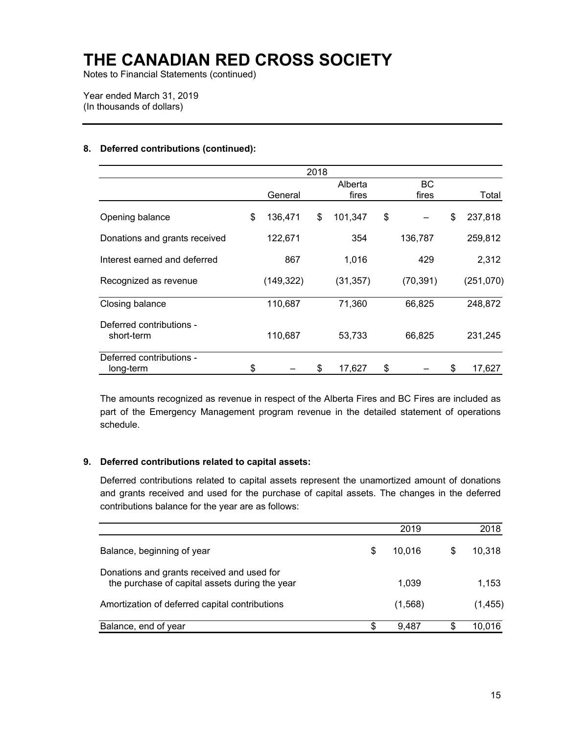# THE CANADIAN RED CROSS SOCIETY

Notes to Financial Statements (continued)

Year ended March 31, 2019
(In thousands of dollars)

## 8. Deferred contributions (continued):

| 2018 | | | | |
|---|---|---|---|---|
| | General | Alberta fires | BC fires | Total |
| Opening balance | $ 136,471 | $ 101,347 | $ – | $ 237,818 |
| Donations and grants received | 122,671 | 354 | 136,787 | 259,812 |
| Interest earned and deferred | 867 | 1,016 | 429 | 2,312 |
| Recognized as revenue | (149,322) | (31,357) | (70,391) | (251,070) |
| Closing balance | 110,687 | 71,360 | 66,825 | 248,872 |
| Deferred contributions - short-term | 110,687 | 53,733 | 66,825 | 231,245 |
| Deferred contributions - long-term | $ – | $ 17,627 | $ – | $ 17,627 |

The amounts recognized as revenue in respect of the Alberta Fires and BC Fires are included as part of the Emergency Management program revenue in the detailed statement of operations schedule.

## 9. Deferred contributions related to capital assets:

Deferred contributions related to capital assets represent the unamortized amount of donations and grants received and used for the purchase of capital assets. The changes in the deferred contributions balance for the year are as follows:

| | 2019 | 2018 |
|---|---|---|
| Balance, beginning of year | $ 10,016 | $ 10,318 |
| Donations and grants received and used for the purchase of capital assets during the year | 1,039 | 1,153 |
| Amortization of deferred capital contributions | (1,568) | (1,455) |
| Balance, end of year | $ 9,487 | $ 10,016 |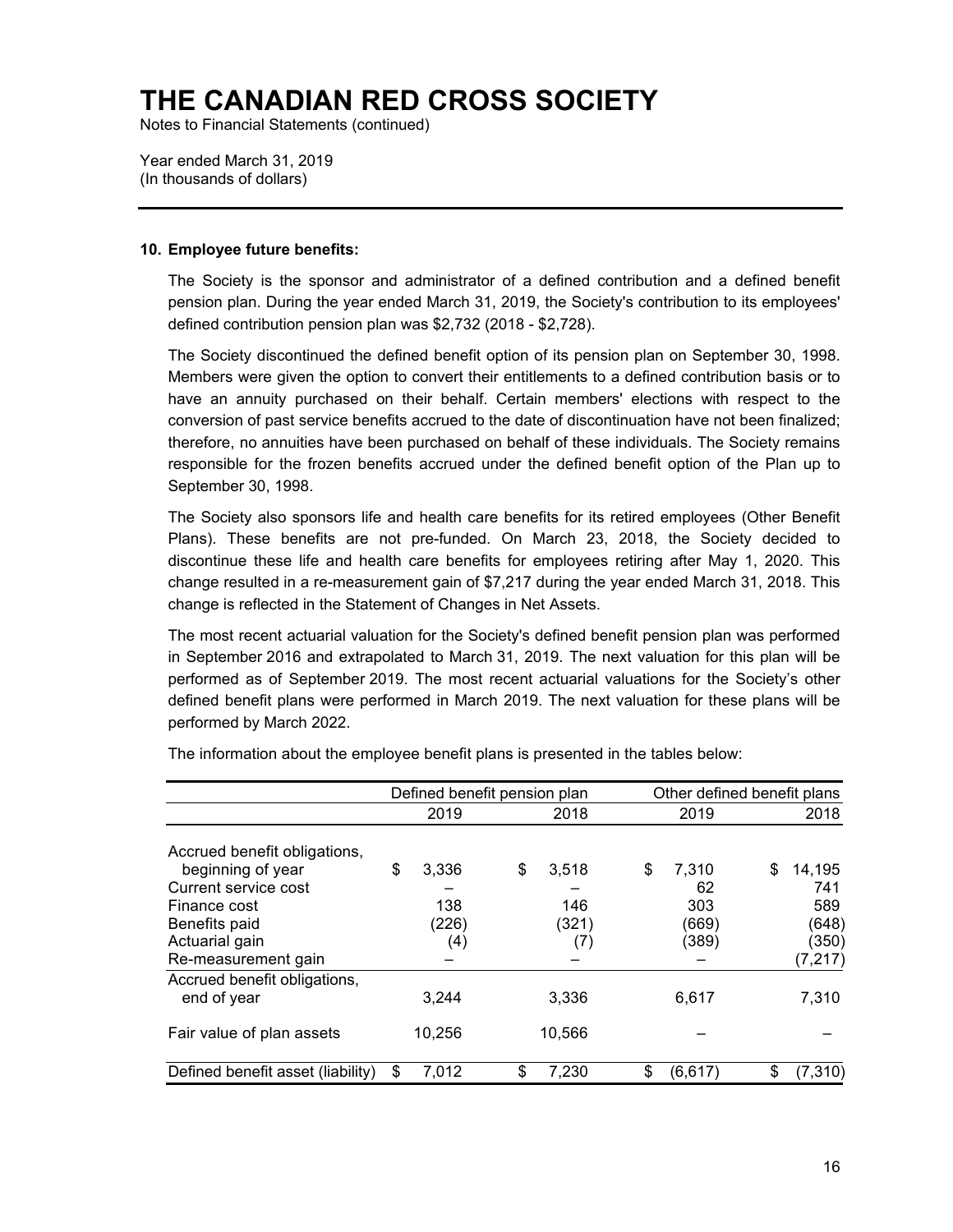# THE CANADIAN RED CROSS SOCIETY

Notes to Financial Statements (continued)

Year ended March 31, 2019
(In thousands of dollars)

---

**10. Employee future benefits:**

The Society is the sponsor and administrator of a defined contribution and a defined benefit pension plan. During the year ended March 31, 2019, the Society's contribution to its employees' defined contribution pension plan was $2,732 (2018 - $2,728).

The Society discontinued the defined benefit option of its pension plan on September 30, 1998. Members were given the option to convert their entitlements to a defined contribution basis or to have an annuity purchased on their behalf. Certain members' elections with respect to the conversion of past service benefits accrued to the date of discontinuation have not been finalized; therefore, no annuities have been purchased on behalf of these individuals. The Society remains responsible for the frozen benefits accrued under the defined benefit option of the Plan up to September 30, 1998.

The Society also sponsors life and health care benefits for its retired employees (Other Benefit Plans). These benefits are not pre-funded. On March 23, 2018, the Society decided to discontinue these life and health care benefits for employees retiring after May 1, 2020. This change resulted in a re-measurement gain of $7,217 during the year ended March 31, 2018. This change is reflected in the Statement of Changes in Net Assets.

The most recent actuarial valuation for the Society's defined benefit pension plan was performed in September 2016 and extrapolated to March 31, 2019. The next valuation for this plan will be performed as of September 2019. The most recent actuarial valuations for the Society's other defined benefit plans were performed in March 2019. The next valuation for these plans will be performed by March 2022.

The information about the employee benefit plans is presented in the tables below:

| | Defined benefit pension plan | | Other defined benefit plans | |
|---|---|---|---|---|
| | 2019 | 2018 | 2019 | 2018 |
| Accrued benefit obligations, beginning of year | $ 3,336 | $ 3,518 | $ 7,310 | $ 14,195 |
| Current service cost | – | – | 62 | 741 |
| Finance cost | 138 | 146 | 303 | 589 |
| Benefits paid | (226) | (321) | (669) | (648) |
| Actuarial gain | (4) | (7) | (389) | (350) |
| Re-measurement gain | – | – | – | (7,217) |
| Accrued benefit obligations, end of year | 3,244 | 3,336 | 6,617 | 7,310 |
| Fair value of plan assets | 10,256 | 10,566 | – | – |
| Defined benefit asset (liability) | $ 7,012 | $ 7,230 | $ (6,617) | $ (7,310) |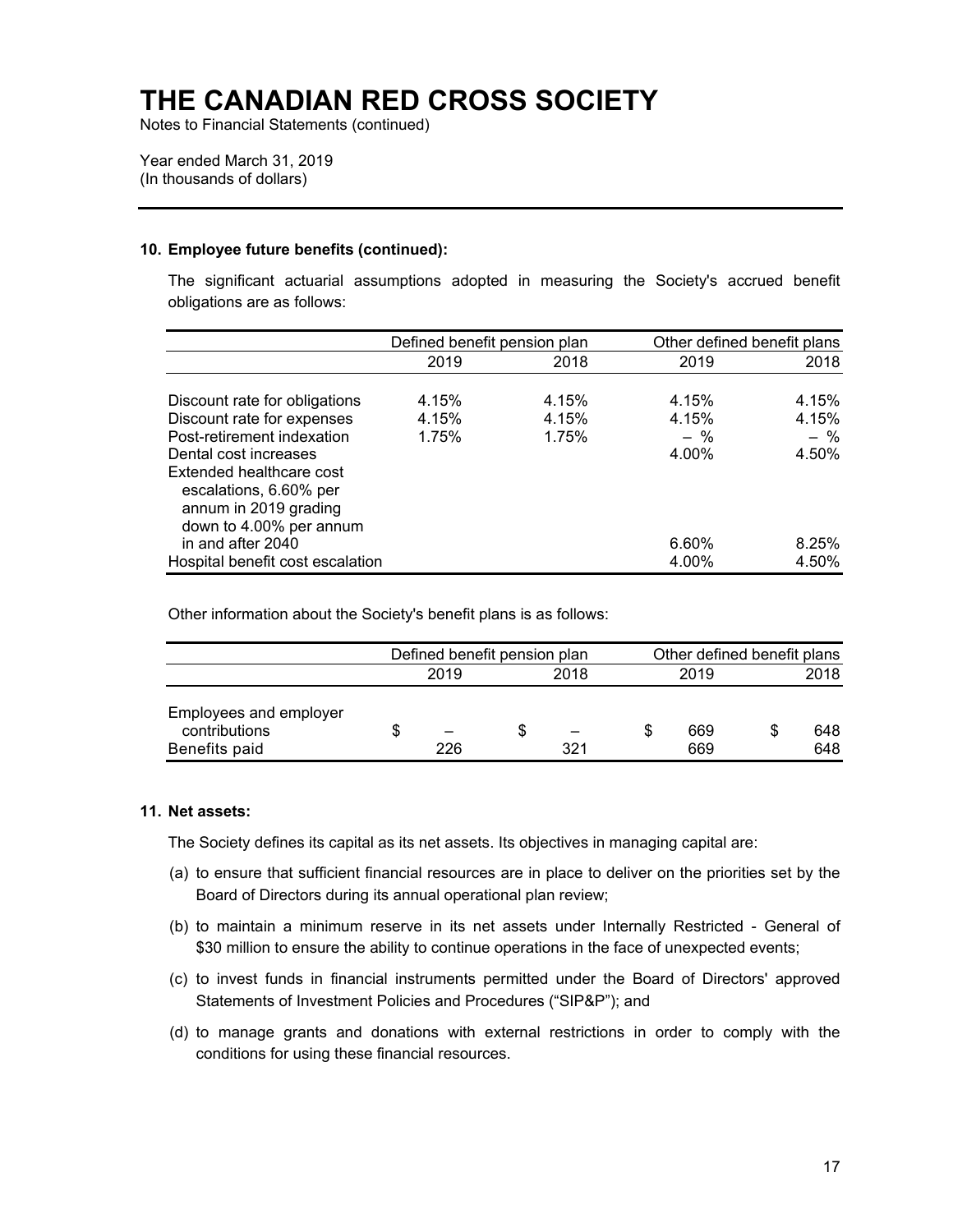# THE CANADIAN RED CROSS SOCIETY

Notes to Financial Statements (continued)

Year ended March 31, 2019
(In thousands of dollars)

**10. Employee future benefits (continued):**

The significant actuarial assumptions adopted in measuring the Society's accrued benefit obligations are as follows:

| | Defined benefit pension plan | | Other defined benefit plans | |
|---|---|---|---|---|
| | 2019 | 2018 | 2019 | 2018 |
| Discount rate for obligations | 4.15% | 4.15% | 4.15% | 4.15% |
| Discount rate for expenses | 4.15% | 4.15% | 4.15% | 4.15% |
| Post-retirement indexation | 1.75% | 1.75% | – % | – % |
| Dental cost increases | | | 4.00% | 4.50% |
| Extended healthcare cost escalations, 6.60% per annum in 2019 grading down to 4.00% per annum in and after 2040 | | | 6.60% | 8.25% |
| Hospital benefit cost escalation | | | 4.00% | 4.50% |

Other information about the Society's benefit plans is as follows:

| | Defined benefit pension plan | | Other defined benefit plans | |
|---|---|---|---|---|
| | 2019 | 2018 | 2019 | 2018 |
| Employees and employer contributions | $ – | $ – | $ 669 | $ 648 |
| Benefits paid | 226 | 321 | 669 | 648 |

**11. Net assets:**

The Society defines its capital as its net assets. Its objectives in managing capital are:

(a) to ensure that sufficient financial resources are in place to deliver on the priorities set by the Board of Directors during its annual operational plan review;

(b) to maintain a minimum reserve in its net assets under Internally Restricted - General of $30 million to ensure the ability to continue operations in the face of unexpected events;

(c) to invest funds in financial instruments permitted under the Board of Directors' approved Statements of Investment Policies and Procedures ("SIP&P"); and

(d) to manage grants and donations with external restrictions in order to comply with the conditions for using these financial resources.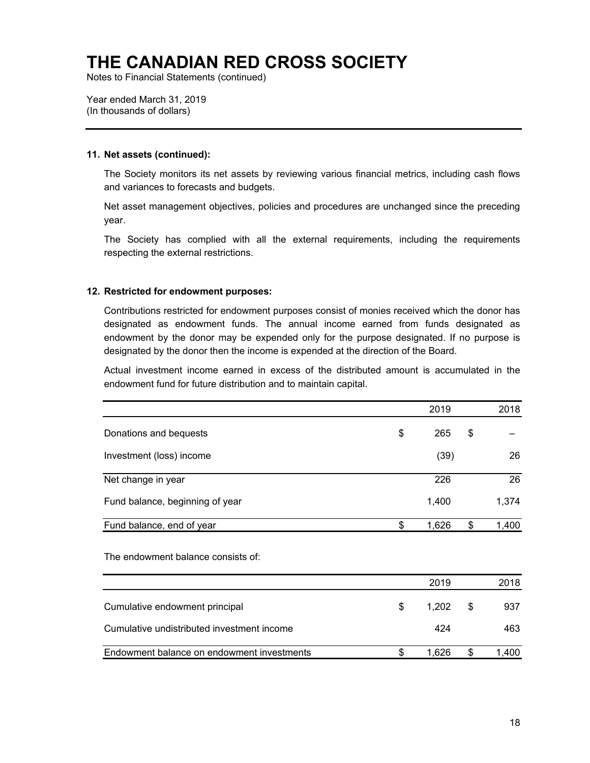# THE CANADIAN RED CROSS SOCIETY

Notes to Financial Statements (continued)

Year ended March 31, 2019
(In thousands of dollars)

### 11. Net assets (continued):

The Society monitors its net assets by reviewing various financial metrics, including cash flows and variances to forecasts and budgets.

Net asset management objectives, policies and procedures are unchanged since the preceding year.

The Society has complied with all the external requirements, including the requirements respecting the external restrictions.

### 12. Restricted for endowment purposes:

Contributions restricted for endowment purposes consist of monies received which the donor has designated as endowment funds. The annual income earned from funds designated as endowment by the donor may be expended only for the purpose designated. If no purpose is designated by the donor then the income is expended at the direction of the Board.

Actual investment income earned in excess of the distributed amount is accumulated in the endowment fund for future distribution and to maintain capital.

| | 2019 | 2018 |
|---|---|---|
| Donations and bequests | $ 265 | $ – |
| Investment (loss) income | (39) | 26 |
| Net change in year | 226 | 26 |
| Fund balance, beginning of year | 1,400 | 1,374 |
| Fund balance, end of year | $ 1,626 | $ 1,400 |

The endowment balance consists of:

| | 2019 | 2018 |
|---|---|---|
| Cumulative endowment principal | $ 1,202 | $ 937 |
| Cumulative undistributed investment income | 424 | 463 |
| Endowment balance on endowment investments | $ 1,626 | $ 1,400 |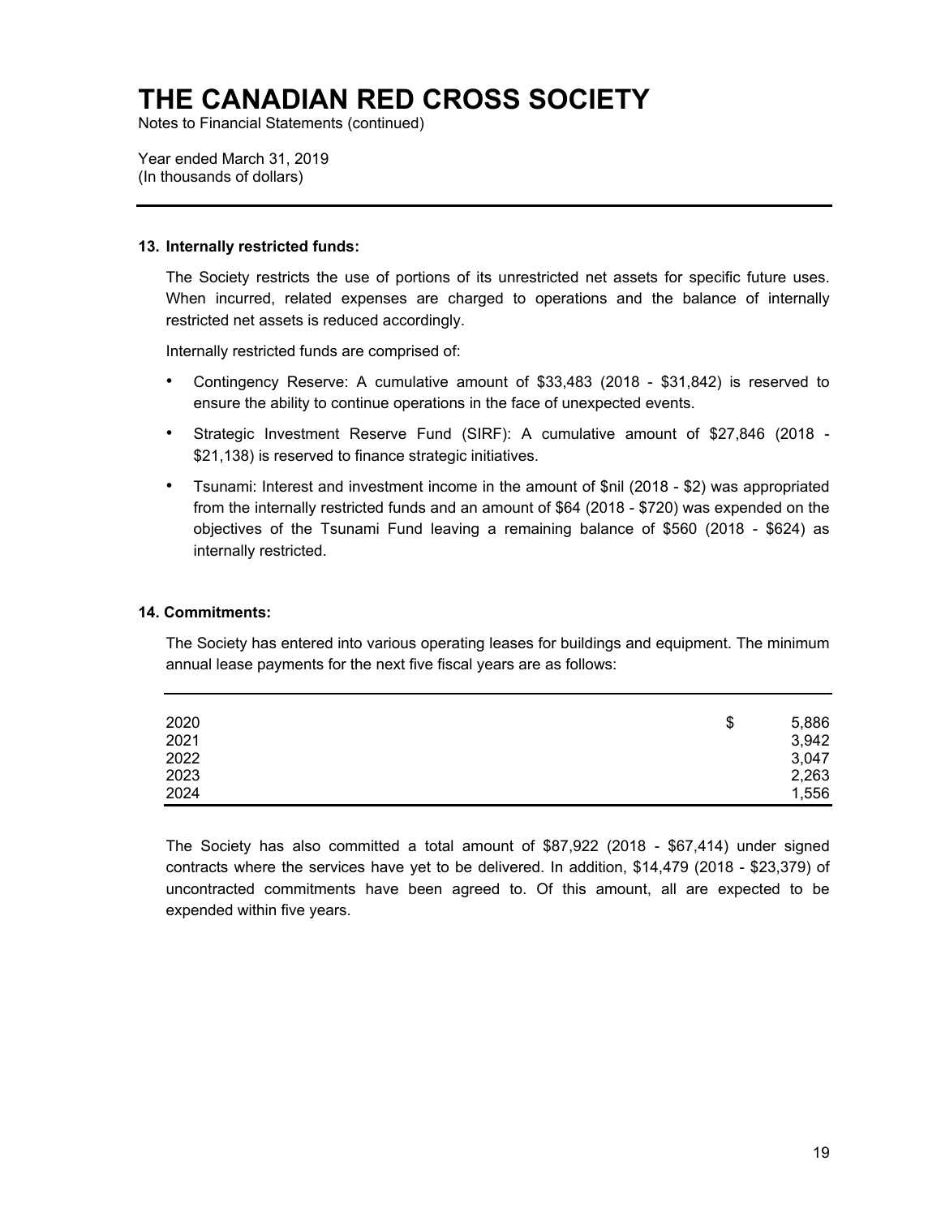# THE CANADIAN RED CROSS SOCIETY

Notes to Financial Statements (continued)

Year ended March 31, 2019
(In thousands of dollars)

---

### 13. Internally restricted funds:

The Society restricts the use of portions of its unrestricted net assets for specific future uses. When incurred, related expenses are charged to operations and the balance of internally restricted net assets is reduced accordingly.

Internally restricted funds are comprised of:

- Contingency Reserve: A cumulative amount of $33,483 (2018 - $31,842) is reserved to ensure the ability to continue operations in the face of unexpected events.
- Strategic Investment Reserve Fund (SIRF): A cumulative amount of $27,846 (2018 - $21,138) is reserved to finance strategic initiatives.
- Tsunami: Interest and investment income in the amount of $nil (2018 - $2) was appropriated from the internally restricted funds and an amount of $64 (2018 - $720) was expended on the objectives of the Tsunami Fund leaving a remaining balance of $560 (2018 - $624) as internally restricted.

### 14. Commitments:

The Society has entered into various operating leases for buildings and equipment. The minimum annual lease payments for the next five fiscal years are as follows:

| Year | Amount |
|---|---|
| 2020 | $ 5,886 |
| 2021 | 3,942 |
| 2022 | 3,047 |
| 2023 | 2,263 |
| 2024 | 1,556 |

The Society has also committed a total amount of $87,922 (2018 - $67,414) under signed contracts where the services have yet to be delivered. In addition, $14,479 (2018 - $23,379) of uncontracted commitments have been agreed to. Of this amount, all are expected to be expended within five years.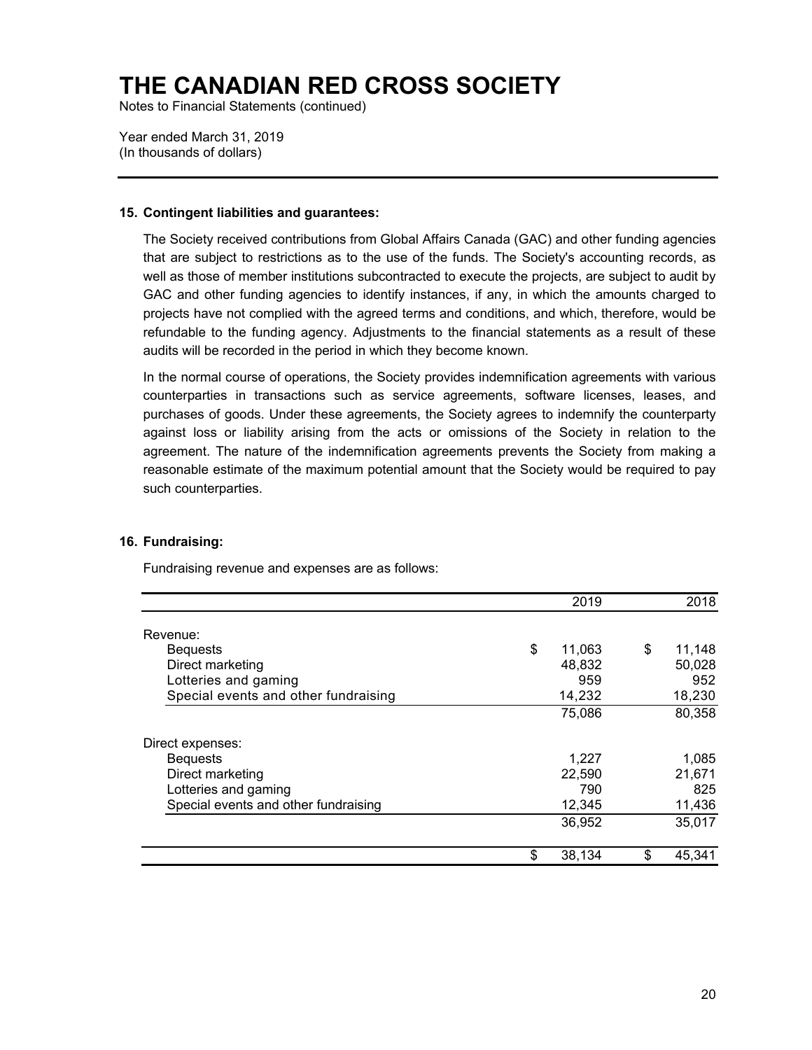# THE CANADIAN RED CROSS SOCIETY

Notes to Financial Statements (continued)

Year ended March 31, 2019
(In thousands of dollars)

**15. Contingent liabilities and guarantees:**

The Society received contributions from Global Affairs Canada (GAC) and other funding agencies that are subject to restrictions as to the use of the funds. The Society's accounting records, as well as those of member institutions subcontracted to execute the projects, are subject to audit by GAC and other funding agencies to identify instances, if any, in which the amounts charged to projects have not complied with the agreed terms and conditions, and which, therefore, would be refundable to the funding agency. Adjustments to the financial statements as a result of these audits will be recorded in the period in which they become known.

In the normal course of operations, the Society provides indemnification agreements with various counterparties in transactions such as service agreements, software licenses, leases, and purchases of goods. Under these agreements, the Society agrees to indemnify the counterparty against loss or liability arising from the acts or omissions of the Society in relation to the agreement. The nature of the indemnification agreements prevents the Society from making a reasonable estimate of the maximum potential amount that the Society would be required to pay such counterparties.

**16. Fundraising:**

Fundraising revenue and expenses are as follows:

| | 2019 | 2018 |
|---|---|---|
| Revenue: | | |
| Bequests | $ 11,063 | $ 11,148 |
| Direct marketing | 48,832 | 50,028 |
| Lotteries and gaming | 959 | 952 |
| Special events and other fundraising | 14,232 | 18,230 |
| | 75,086 | 80,358 |
| Direct expenses: | | |
| Bequests | 1,227 | 1,085 |
| Direct marketing | 22,590 | 21,671 |
| Lotteries and gaming | 790 | 825 |
| Special events and other fundraising | 12,345 | 11,436 |
| | 36,952 | 35,017 |
| | $ 38,134 | $ 45,341 |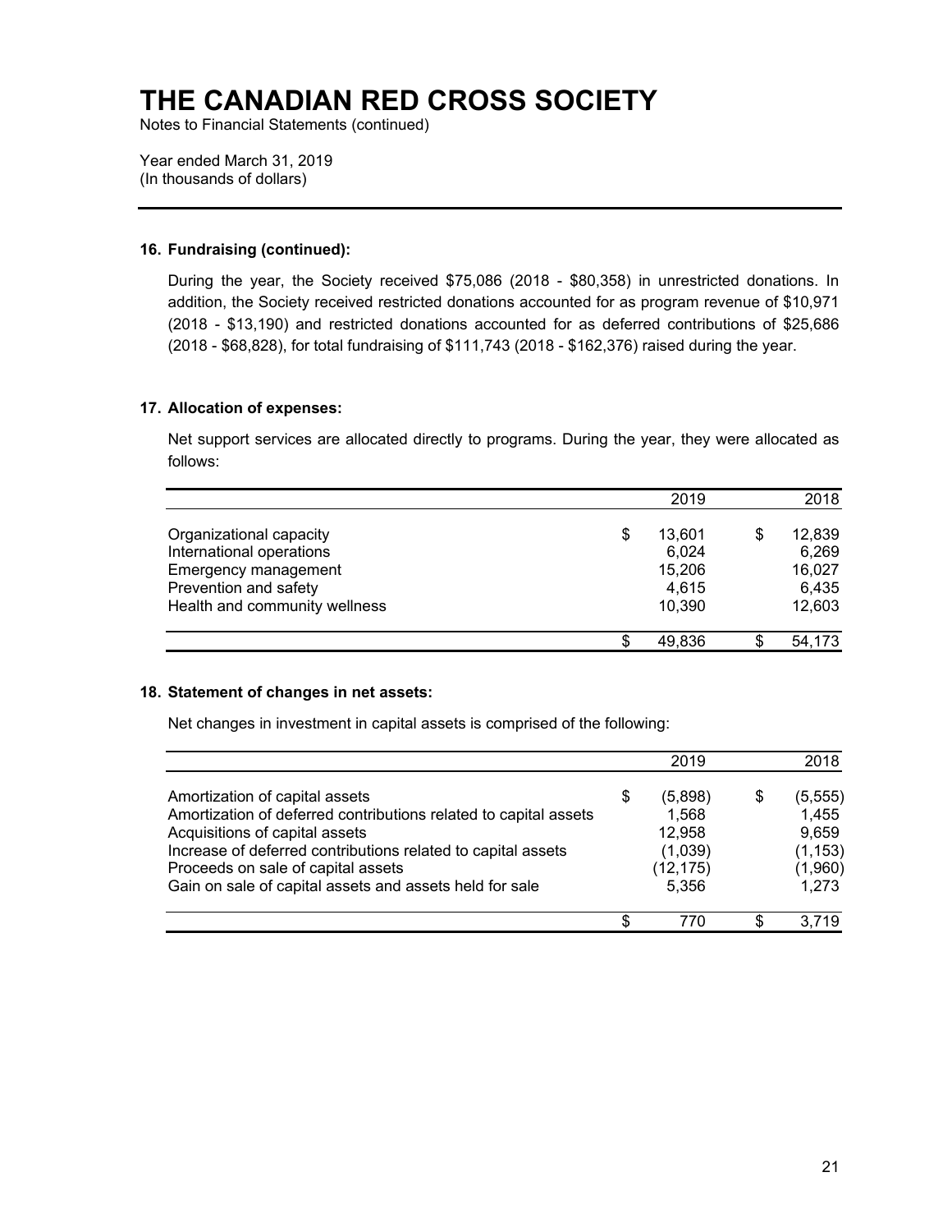# THE CANADIAN RED CROSS SOCIETY

Notes to Financial Statements (continued)

Year ended March 31, 2019
(In thousands of dollars)

### 16. Fundraising (continued):

During the year, the Society received $75,086 (2018 - $80,358) in unrestricted donations. In addition, the Society received restricted donations accounted for as program revenue of $10,971 (2018 - $13,190) and restricted donations accounted for as deferred contributions of $25,686 (2018 - $68,828), for total fundraising of $111,743 (2018 - $162,376) raised during the year.

### 17. Allocation of expenses:

Net support services are allocated directly to programs. During the year, they were allocated as follows:

| | 2019 | 2018 |
|---|---|---|
| Organizational capacity | $ 13,601 | $ 12,839 |
| International operations | 6,024 | 6,269 |
| Emergency management | 15,206 | 16,027 |
| Prevention and safety | 4,615 | 6,435 |
| Health and community wellness | 10,390 | 12,603 |
| | $ 49,836 | $ 54,173 |

### 18. Statement of changes in net assets:

Net changes in investment in capital assets is comprised of the following:

| | 2019 | 2018 |
|---|---|---|
| Amortization of capital assets | $ (5,898) | $ (5,555) |
| Amortization of deferred contributions related to capital assets | 1,568 | 1,455 |
| Acquisitions of capital assets | 12,958 | 9,659 |
| Increase of deferred contributions related to capital assets | (1,039) | (1,153) |
| Proceeds on sale of capital assets | (12,175) | (1,960) |
| Gain on sale of capital assets and assets held for sale | 5,356 | 1,273 |
| | $ 770 | $ 3,719 |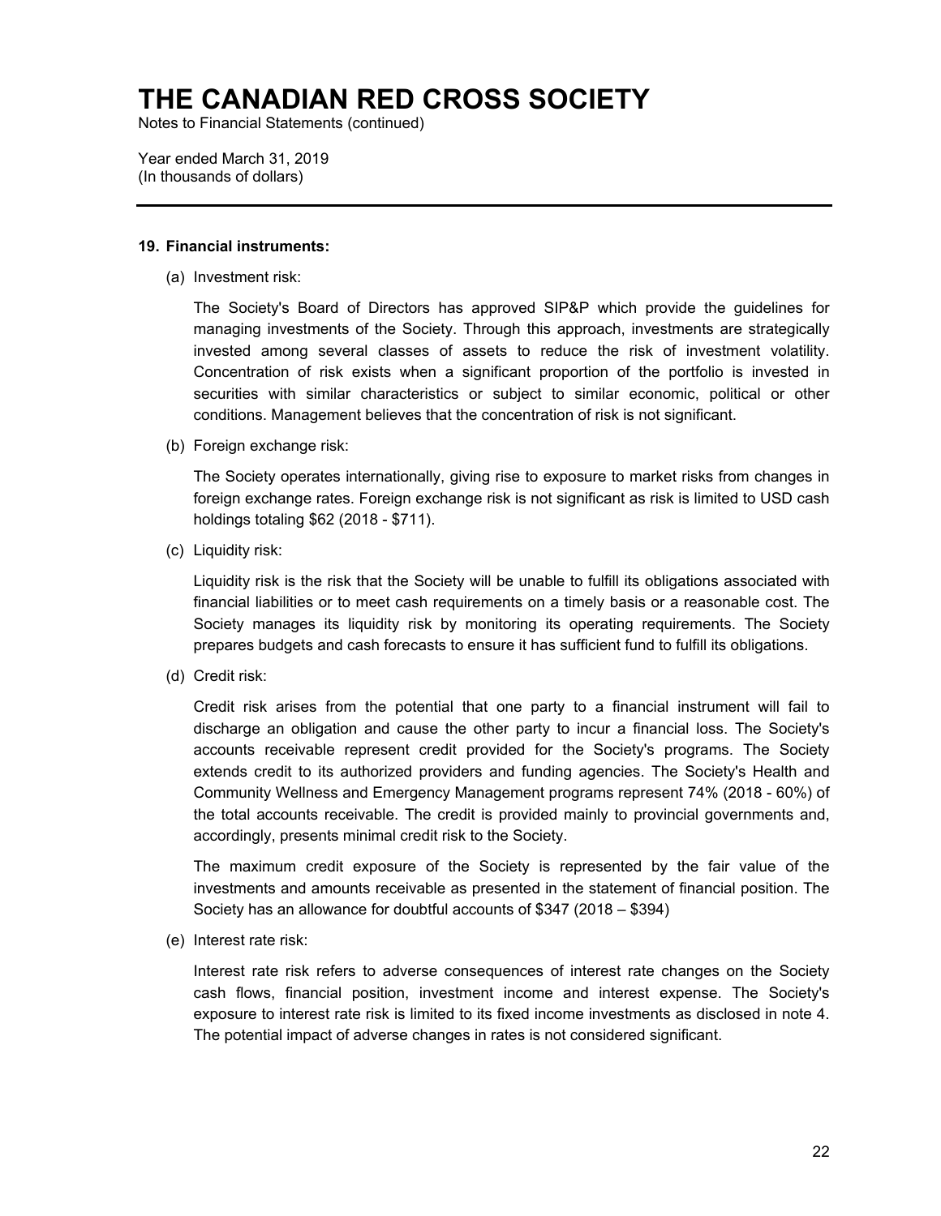# THE CANADIAN RED CROSS SOCIETY

Notes to Financial Statements (continued)

Year ended March 31, 2019
(In thousands of dollars)

---

**19. Financial instruments:**

(a) Investment risk:

The Society's Board of Directors has approved SIP&P which provide the guidelines for managing investments of the Society. Through this approach, investments are strategically invested among several classes of assets to reduce the risk of investment volatility. Concentration of risk exists when a significant proportion of the portfolio is invested in securities with similar characteristics or subject to similar economic, political or other conditions. Management believes that the concentration of risk is not significant.

(b) Foreign exchange risk:

The Society operates internationally, giving rise to exposure to market risks from changes in foreign exchange rates. Foreign exchange risk is not significant as risk is limited to USD cash holdings totaling $62 (2018 - $711).

(c) Liquidity risk:

Liquidity risk is the risk that the Society will be unable to fulfill its obligations associated with financial liabilities or to meet cash requirements on a timely basis or a reasonable cost. The Society manages its liquidity risk by monitoring its operating requirements. The Society prepares budgets and cash forecasts to ensure it has sufficient fund to fulfill its obligations.

(d) Credit risk:

Credit risk arises from the potential that one party to a financial instrument will fail to discharge an obligation and cause the other party to incur a financial loss. The Society's accounts receivable represent credit provided for the Society's programs. The Society extends credit to its authorized providers and funding agencies. The Society's Health and Community Wellness and Emergency Management programs represent 74% (2018 - 60%) of the total accounts receivable. The credit is provided mainly to provincial governments and, accordingly, presents minimal credit risk to the Society.

The maximum credit exposure of the Society is represented by the fair value of the investments and amounts receivable as presented in the statement of financial position. The Society has an allowance for doubtful accounts of $347 (2018 – $394)

(e) Interest rate risk:

Interest rate risk refers to adverse consequences of interest rate changes on the Society cash flows, financial position, investment income and interest expense. The Society's exposure to interest rate risk is limited to its fixed income investments as disclosed in note 4. The potential impact of adverse changes in rates is not considered significant.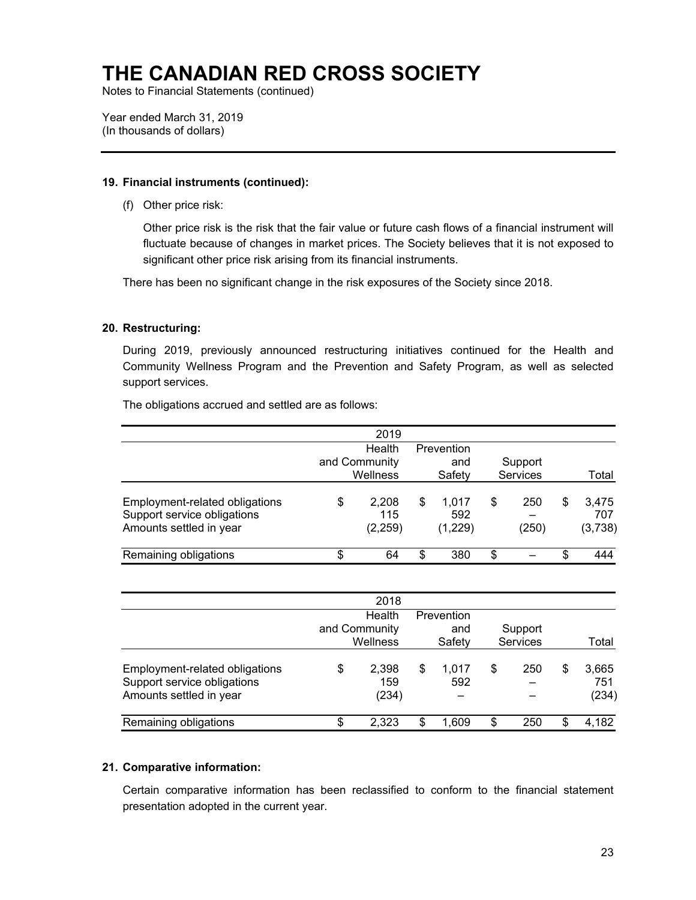# THE CANADIAN RED CROSS SOCIETY

Notes to Financial Statements (continued)

Year ended March 31, 2019
(In thousands of dollars)

---

### 19. Financial instruments (continued):

(f) Other price risk:

Other price risk is the risk that the fair value or future cash flows of a financial instrument will fluctuate because of changes in market prices. The Society believes that it is not exposed to significant other price risk arising from its financial instruments.

There has been no significant change in the risk exposures of the Society since 2018.

### 20. Restructuring:

During 2019, previously announced restructuring initiatives continued for the Health and Community Wellness Program and the Prevention and Safety Program, as well as selected support services.

The obligations accrued and settled are as follows:

| 2019 | Health and Community Wellness | Prevention and Safety | Support Services | Total |
|---|---|---|---|---|
| Employment-related obligations | $ 2,208 | $ 1,017 | $ 250 | $ 3,475 |
| Support service obligations | 115 | 592 | – | 707 |
| Amounts settled in year | (2,259) | (1,229) | (250) | (3,738) |
| Remaining obligations | $ 64 | $ 380 | $ – | $ 444 |

| 2018 | Health and Community Wellness | Prevention and Safety | Support Services | Total |
|---|---|---|---|---|
| Employment-related obligations | $ 2,398 | $ 1,017 | $ 250 | $ 3,665 |
| Support service obligations | 159 | 592 | – | 751 |
| Amounts settled in year | (234) | – | – | (234) |
| Remaining obligations | $ 2,323 | $ 1,609 | $ 250 | $ 4,182 |

### 21. Comparative information:

Certain comparative information has been reclassified to conform to the financial statement presentation adopted in the current year.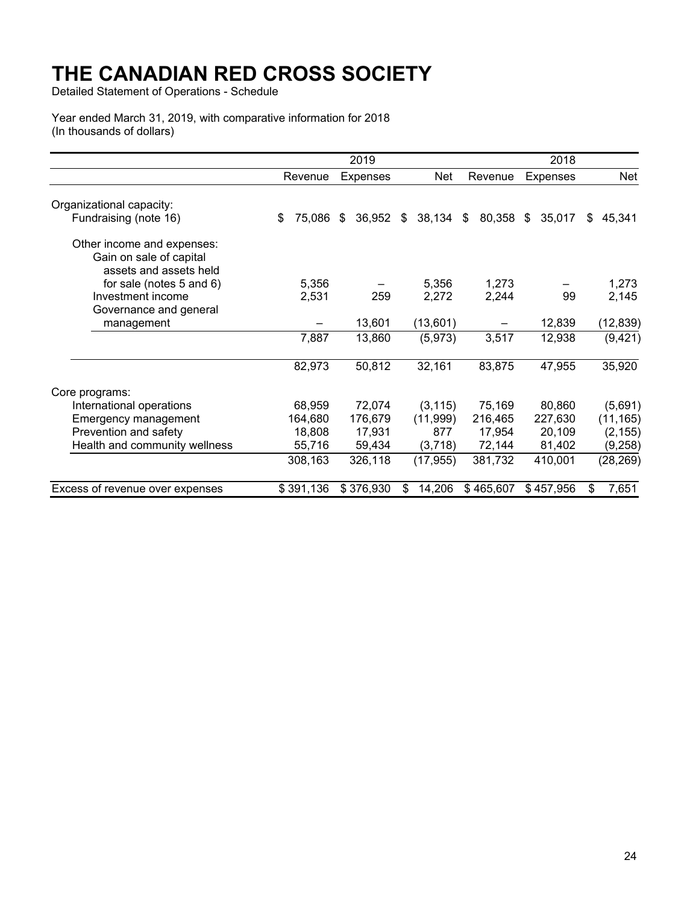# THE CANADIAN RED CROSS SOCIETY

Detailed Statement of Operations - Schedule

Year ended March 31, 2019, with comparative information for 2018
(In thousands of dollars)

| | 2019 | | | 2018 | | |
|---|---|---|---|---|---|---|
| | Revenue | Expenses | Net | Revenue | Expenses | Net |
| Organizational capacity: | | | | | | |
| Fundraising (note 16) | $ 75,086 | $ 36,952 | $ 38,134 | $ 80,358 | $ 35,017 | $ 45,341 |
| Other income and expenses: | | | | | | |
| Gain on sale of capital assets and assets held for sale (notes 5 and 6) | 5,356 | – | 5,356 | 1,273 | – | 1,273 |
| Investment income | 2,531 | 259 | 2,272 | 2,244 | 99 | 2,145 |
| Governance and general management | – | 13,601 | (13,601) | – | 12,839 | (12,839) |
| | 7,887 | 13,860 | (5,973) | 3,517 | 12,938 | (9,421) |
| | 82,973 | 50,812 | 32,161 | 83,875 | 47,955 | 35,920 |
| Core programs: | | | | | | |
| International operations | 68,959 | 72,074 | (3,115) | 75,169 | 80,860 | (5,691) |
| Emergency management | 164,680 | 176,679 | (11,999) | 216,465 | 227,630 | (11,165) |
| Prevention and safety | 18,808 | 17,931 | 877 | 17,954 | 20,109 | (2,155) |
| Health and community wellness | 55,716 | 59,434 | (3,718) | 72,144 | 81,402 | (9,258) |
| | 308,163 | 326,118 | (17,955) | 381,732 | 410,001 | (28,269) |
| Excess of revenue over expenses | $ 391,136 | $ 376,930 | $ 14,206 | $ 465,607 | $ 457,956 | $ 7,651 |